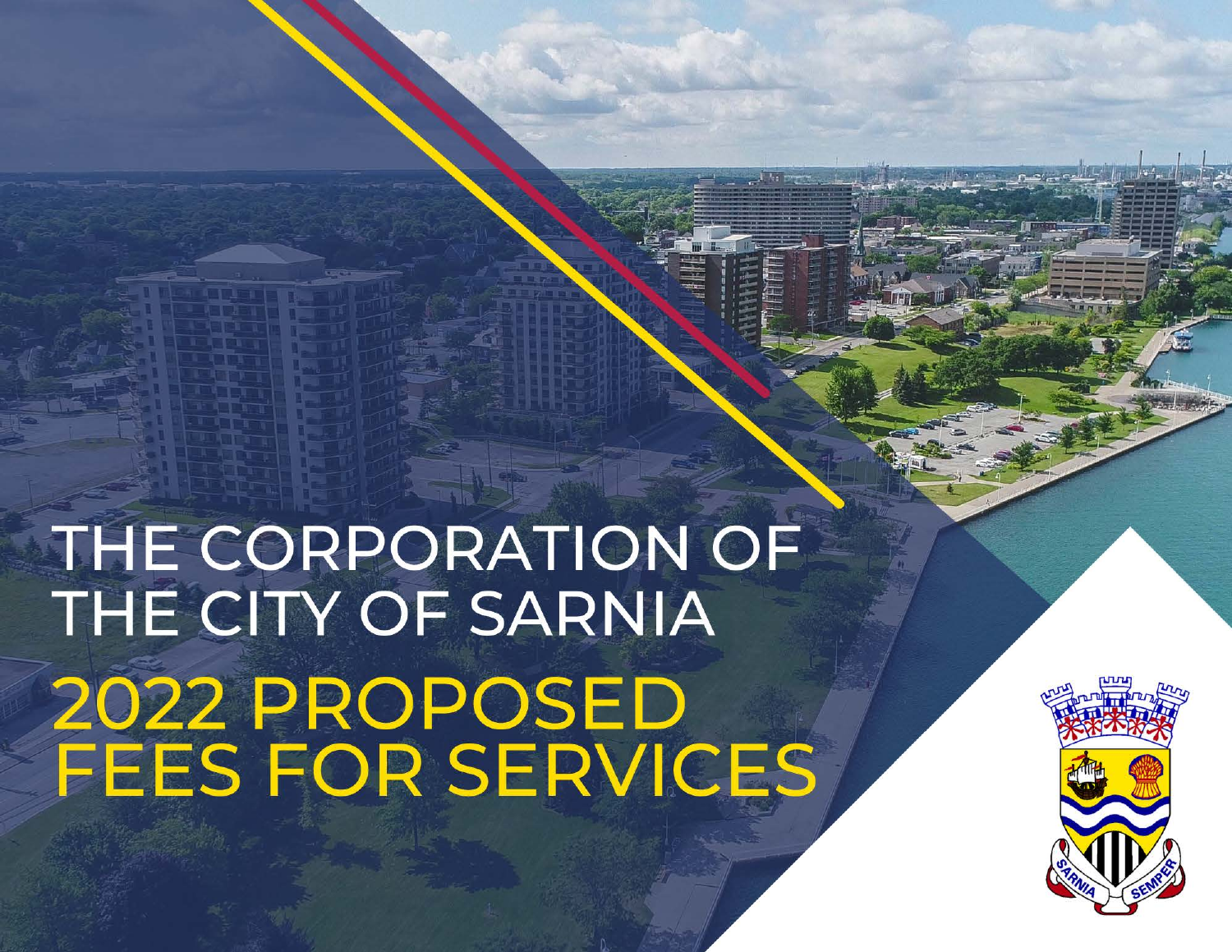# THE CORPORATION OF THE CITY OF SARNIA

# 2022 PROPOSED FEES FOR SERVICES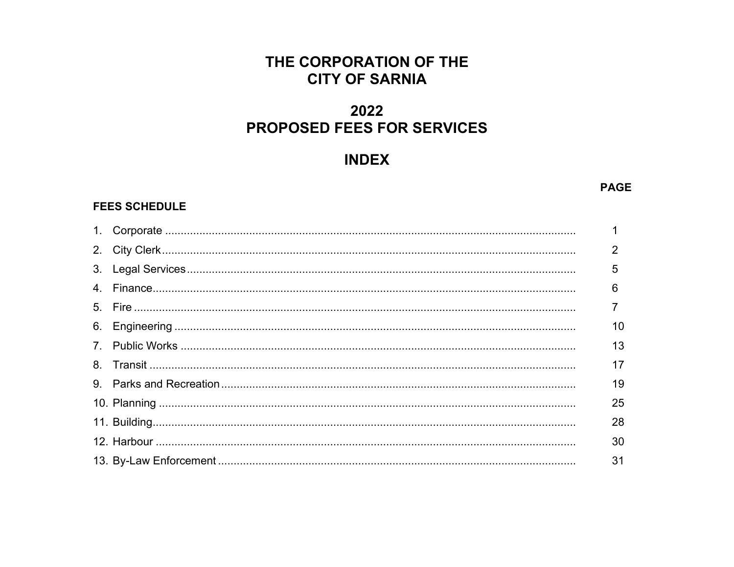# THE CORPORATION OF THE CITY OF SARNIA

## 2022 PROPOSED FEES FOR SERVICES

## INDEX

| FEES SCHEDULE | PAGE |
|---|---|
| 1. Corporate | 1 |
| 2. City Clerk | 2 |
| 3. Legal Services | 5 |
| 4. Finance | 6 |
| 5. Fire | 7 |
| 6. Engineering | 10 |
| 7. Public Works | 13 |
| 8. Transit | 17 |
| 9. Parks and Recreation | 19 |
| 10. Planning | 25 |
| 11. Building | 28 |
| 12. Harbour | 30 |
| 13. By-Law Enforcement | 31 |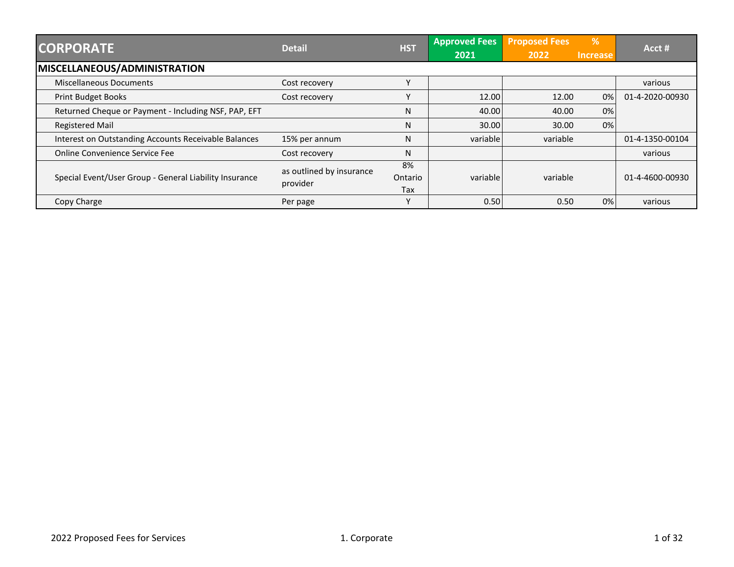| CORPORATE | Detail | HST | Approved Fees 2021 | Proposed Fees 2022 | % Increase | Acct # |
|---|---|---|---|---|---|---|
| **MISCELLANEOUS/ADMINISTRATION** | | | | | | |
| Miscellaneous Documents | Cost recovery | Y | | | | various |
| Print Budget Books | Cost recovery | Y | 12.00 | 12.00 | 0% | 01-4-2020-00930 |
| Returned Cheque or Payment - Including NSF, PAP, EFT | | N | 40.00 | 40.00 | 0% | |
| Registered Mail | | N | 30.00 | 30.00 | 0% | |
| Interest on Outstanding Accounts Receivable Balances | 15% per annum | N | variable | variable | | 01-4-1350-00104 |
| Online Convenience Service Fee | Cost recovery | N | | | | various |
| Special Event/User Group - General Liability Insurance | as outlined by insurance provider | 8% Ontario Tax | variable | variable | | 01-4-4600-00930 |
| Copy Charge | Per page | Y | 0.50 | 0.50 | 0% | various |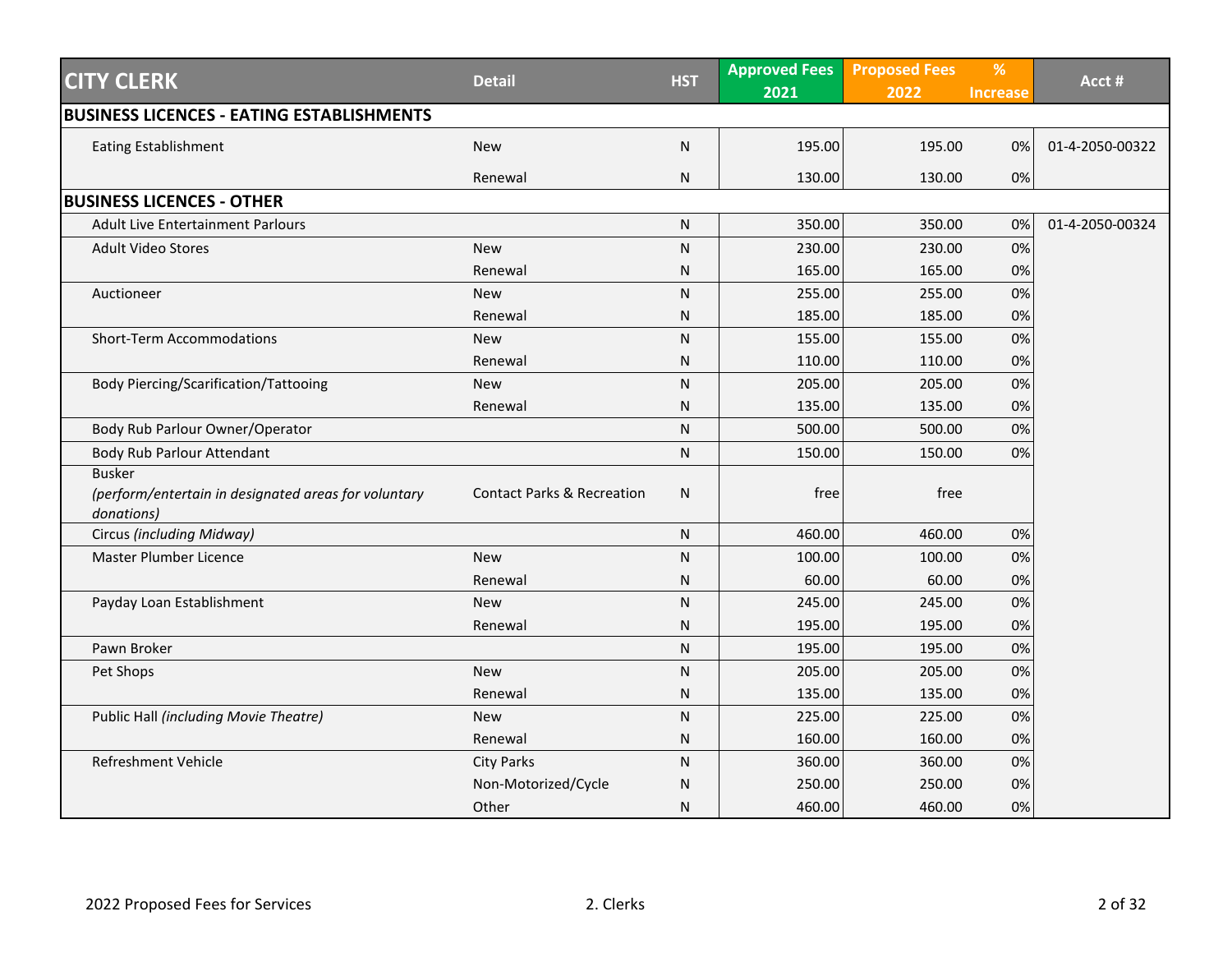| CITY CLERK | Detail | HST | Approved Fees 2021 | Proposed Fees 2022 | % Increase | Acct # |
|---|---|---|---|---|---|---|
| **BUSINESS LICENCES - EATING ESTABLISHMENTS** | | | | | | |
| Eating Establishment | New | N | 195.00 | 195.00 | 0% | 01-4-2050-00322 |
| | Renewal | N | 130.00 | 130.00 | 0% | |
| **BUSINESS LICENCES - OTHER** | | | | | | |
| Adult Live Entertainment Parlours | | N | 350.00 | 350.00 | 0% | 01-4-2050-00324 |
| Adult Video Stores | New | N | 230.00 | 230.00 | 0% | |
| | Renewal | N | 165.00 | 165.00 | 0% | |
| Auctioneer | New | N | 255.00 | 255.00 | 0% | |
| | Renewal | N | 185.00 | 185.00 | 0% | |
| Short-Term Accommodations | New | N | 155.00 | 155.00 | 0% | |
| | Renewal | N | 110.00 | 110.00 | 0% | |
| Body Piercing/Scarification/Tattooing | New | N | 205.00 | 205.00 | 0% | |
| | Renewal | N | 135.00 | 135.00 | 0% | |
| Body Rub Parlour Owner/Operator | | N | 500.00 | 500.00 | 0% | |
| Body Rub Parlour Attendant | | N | 150.00 | 150.00 | 0% | |
| Busker *(perform/entertain in designated areas for voluntary donations)* | Contact Parks & Recreation | N | free | free | | |
| Circus *(including Midway)* | | N | 460.00 | 460.00 | 0% | |
| Master Plumber Licence | New | N | 100.00 | 100.00 | 0% | |
| | Renewal | N | 60.00 | 60.00 | 0% | |
| Payday Loan Establishment | New | N | 245.00 | 245.00 | 0% | |
| | Renewal | N | 195.00 | 195.00 | 0% | |
| Pawn Broker | | N | 195.00 | 195.00 | 0% | |
| Pet Shops | New | N | 205.00 | 205.00 | 0% | |
| | Renewal | N | 135.00 | 135.00 | 0% | |
| Public Hall *(including Movie Theatre)* | New | N | 225.00 | 225.00 | 0% | |
| | Renewal | N | 160.00 | 160.00 | 0% | |
| Refreshment Vehicle | City Parks | N | 360.00 | 360.00 | 0% | |
| | Non-Motorized/Cycle | N | 250.00 | 250.00 | 0% | |
| | Other | N | 460.00 | 460.00 | 0% | |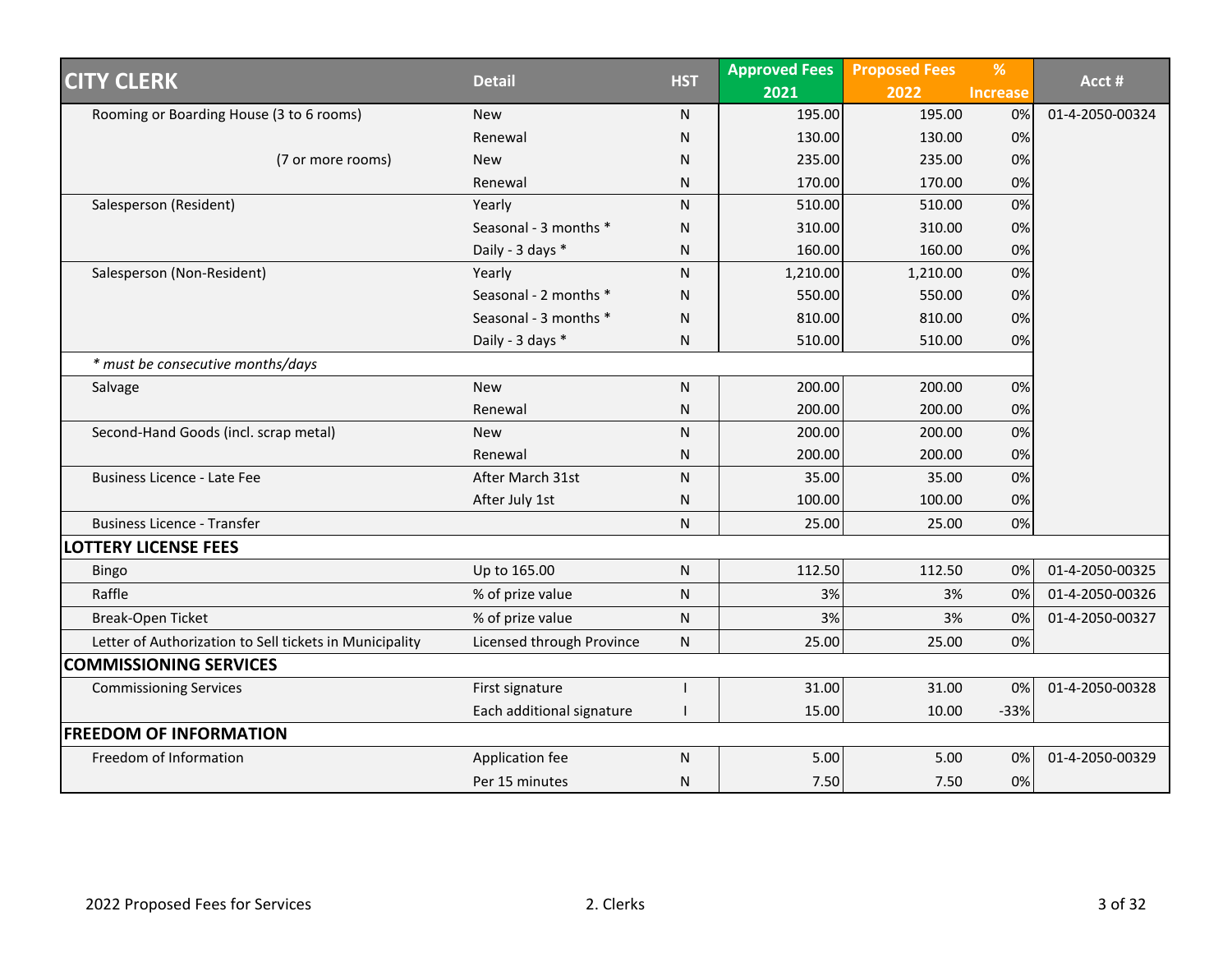| CITY CLERK | Detail | HST | Approved Fees 2021 | Proposed Fees 2022 | % Increase | Acct # |
|---|---|---|---|---|---|---|
| Rooming or Boarding House (3 to 6 rooms) | New | N | 195.00 | 195.00 | 0% | 01-4-2050-00324 |
| | Renewal | N | 130.00 | 130.00 | 0% | |
| (7 or more rooms) | New | N | 235.00 | 235.00 | 0% | |
| | Renewal | N | 170.00 | 170.00 | 0% | |
| Salesperson (Resident) | Yearly | N | 510.00 | 510.00 | 0% | |
| | Seasonal - 3 months * | N | 310.00 | 310.00 | 0% | |
| | Daily - 3 days * | N | 160.00 | 160.00 | 0% | |
| Salesperson (Non-Resident) | Yearly | N | 1,210.00 | 1,210.00 | 0% | |
| | Seasonal - 2 months * | N | 550.00 | 550.00 | 0% | |
| | Seasonal - 3 months * | N | 810.00 | 810.00 | 0% | |
| | Daily - 3 days * | N | 510.00 | 510.00 | 0% | |
| *\* must be consecutive months/days* | | | | | | |
| Salvage | New | N | 200.00 | 200.00 | 0% | |
| | Renewal | N | 200.00 | 200.00 | 0% | |
| Second-Hand Goods (incl. scrap metal) | New | N | 200.00 | 200.00 | 0% | |
| | Renewal | N | 200.00 | 200.00 | 0% | |
| Business Licence - Late Fee | After March 31st | N | 35.00 | 35.00 | 0% | |
| | After July 1st | N | 100.00 | 100.00 | 0% | |
| Business Licence - Transfer | | N | 25.00 | 25.00 | 0% | |
| **LOTTERY LICENSE FEES** | | | | | | |
| Bingo | Up to 165.00 | N | 112.50 | 112.50 | 0% | 01-4-2050-00325 |
| Raffle | % of prize value | N | 3% | 3% | 0% | 01-4-2050-00326 |
| Break-Open Ticket | % of prize value | N | 3% | 3% | 0% | 01-4-2050-00327 |
| Letter of Authorization to Sell tickets in Municipality | Licensed through Province | N | 25.00 | 25.00 | 0% | |
| **COMMISSIONING SERVICES** | | | | | | |
| Commissioning Services | First signature | I | 31.00 | 31.00 | 0% | 01-4-2050-00328 |
| | Each additional signature | I | 15.00 | 10.00 | -33% | |
| **FREEDOM OF INFORMATION** | | | | | | |
| Freedom of Information | Application fee | N | 5.00 | 5.00 | 0% | 01-4-2050-00329 |
| | Per 15 minutes | N | 7.50 | 7.50 | 0% | |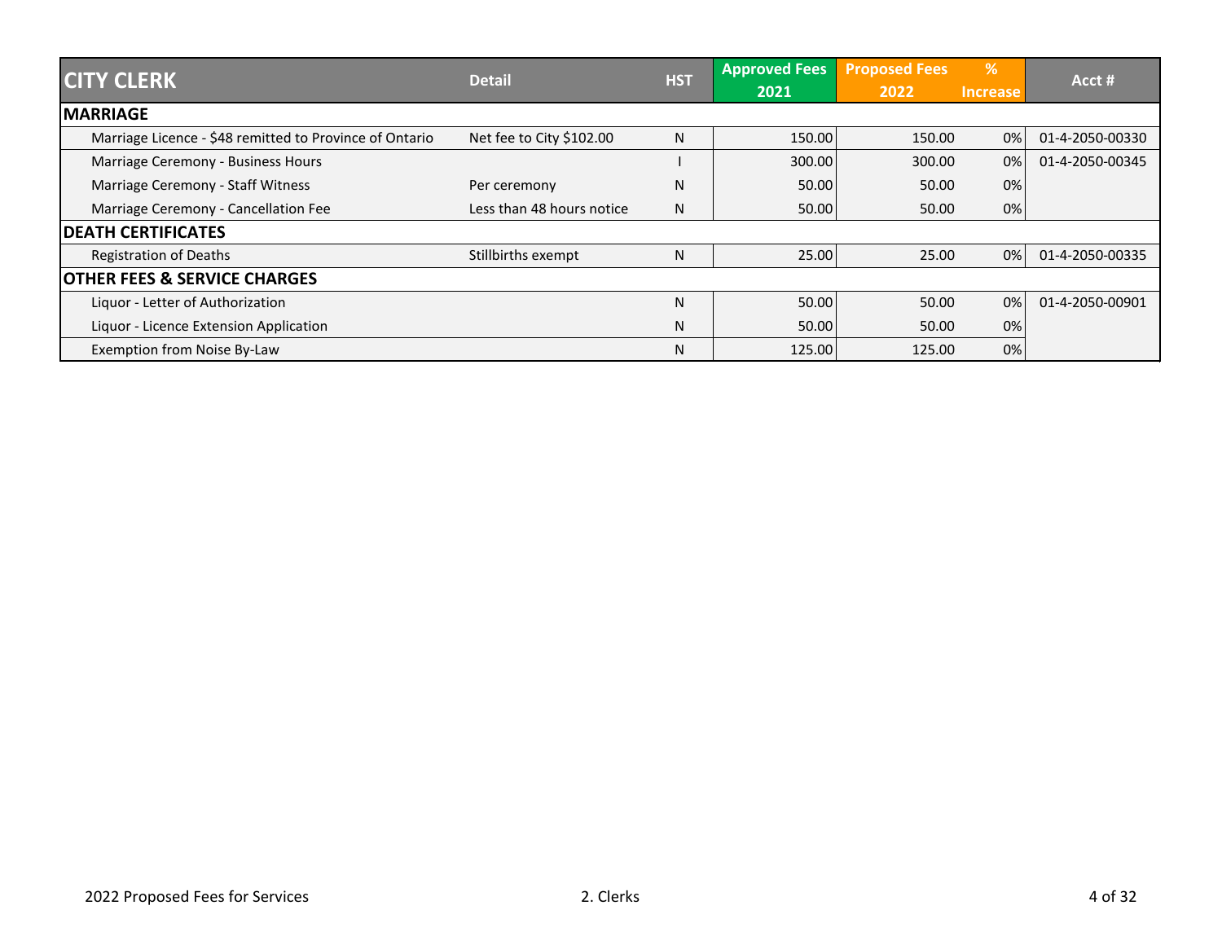| CITY CLERK | Detail | HST | Approved Fees 2021 | Proposed Fees 2022 | % Increase | Acct # |
|---|---|---|---|---|---|---|
| **MARRIAGE** | | | | | | |
| Marriage Licence - $48 remitted to Province of Ontario | Net fee to City $102.00 | N | 150.00 | 150.00 | 0% | 01-4-2050-00330 |
| Marriage Ceremony - Business Hours | | I | 300.00 | 300.00 | 0% | 01-4-2050-00345 |
| Marriage Ceremony - Staff Witness | Per ceremony | N | 50.00 | 50.00 | 0% | |
| Marriage Ceremony - Cancellation Fee | Less than 48 hours notice | N | 50.00 | 50.00 | 0% | |
| **DEATH CERTIFICATES** | | | | | | |
| Registration of Deaths | Stillbirths exempt | N | 25.00 | 25.00 | 0% | 01-4-2050-00335 |
| **OTHER FEES & SERVICE CHARGES** | | | | | | |
| Liquor - Letter of Authorization | | N | 50.00 | 50.00 | 0% | 01-4-2050-00901 |
| Liquor - Licence Extension Application | | N | 50.00 | 50.00 | 0% | |
| Exemption from Noise By-Law | | N | 125.00 | 125.00 | 0% | |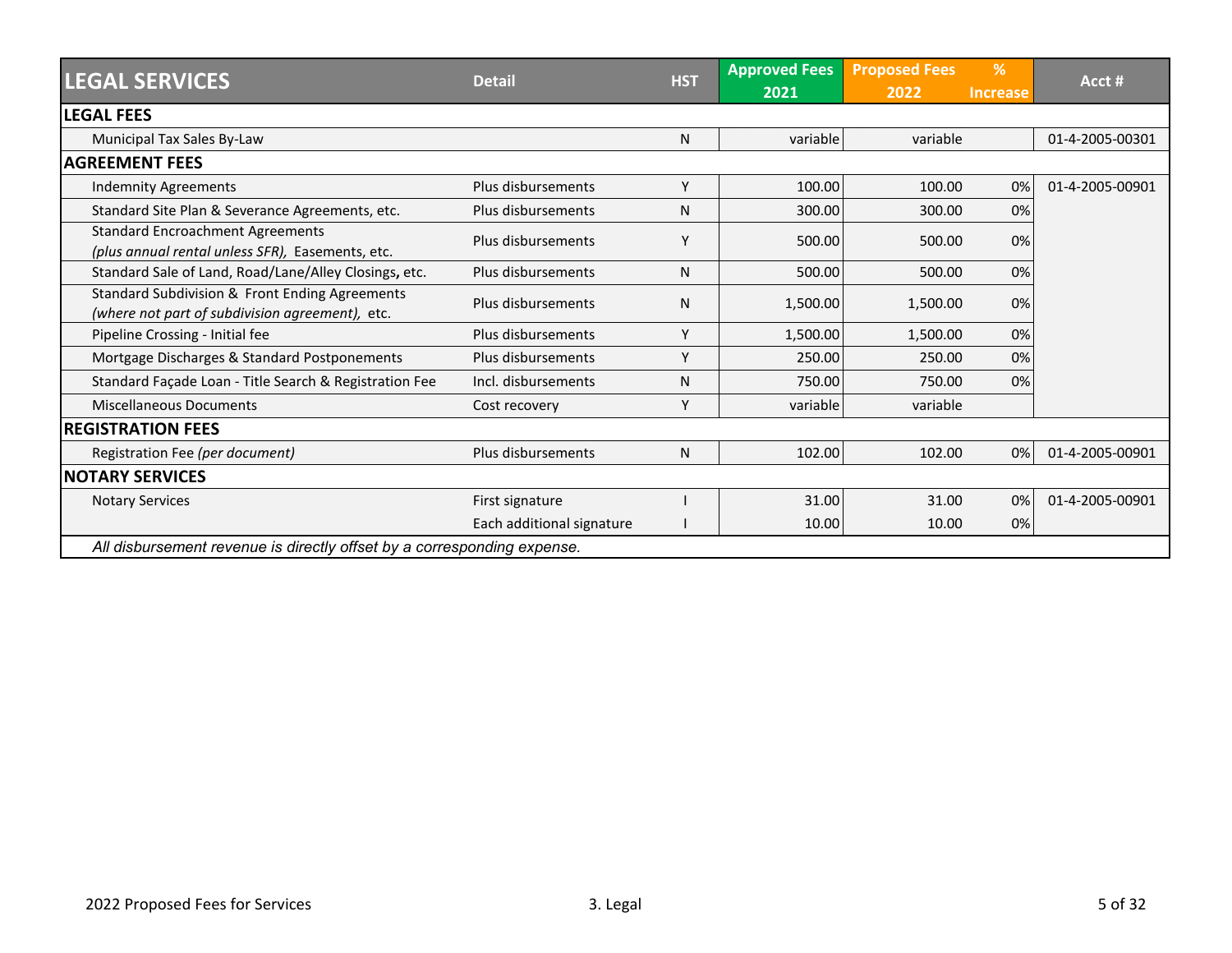| LEGAL SERVICES | Detail | HST | Approved Fees 2021 | Proposed Fees 2022 | % Increase | Acct # |
|---|---|---|---|---|---|---|
| **LEGAL FEES** | | | | | | |
| Municipal Tax Sales By-Law | | N | variable | variable | | 01-4-2005-00301 |
| **AGREEMENT FEES** | | | | | | |
| Indemnity Agreements | Plus disbursements | Y | 100.00 | 100.00 | 0% | 01-4-2005-00901 |
| Standard Site Plan & Severance Agreements, etc. | Plus disbursements | N | 300.00 | 300.00 | 0% | |
| Standard Encroachment Agreements *(plus annual rental unless SFR),* Easements, etc. | Plus disbursements | Y | 500.00 | 500.00 | 0% | |
| Standard Sale of Land, Road/Lane/Alley Closings, etc. | Plus disbursements | N | 500.00 | 500.00 | 0% | |
| Standard Subdivision & Front Ending Agreements *(where not part of subdivision agreement),* etc. | Plus disbursements | N | 1,500.00 | 1,500.00 | 0% | |
| Pipeline Crossing - Initial fee | Plus disbursements | Y | 1,500.00 | 1,500.00 | 0% | |
| Mortgage Discharges & Standard Postponements | Plus disbursements | Y | 250.00 | 250.00 | 0% | |
| Standard Façade Loan - Title Search & Registration Fee | Incl. disbursements | N | 750.00 | 750.00 | 0% | |
| Miscellaneous Documents | Cost recovery | Y | variable | variable | | |
| **REGISTRATION FEES** | | | | | | |
| Registration Fee *(per document)* | Plus disbursements | N | 102.00 | 102.00 | 0% | 01-4-2005-00901 |
| **NOTARY SERVICES** | | | | | | |
| Notary Services | First signature | I | 31.00 | 31.00 | 0% | 01-4-2005-00901 |
| | Each additional signature | I | 10.00 | 10.00 | 0% | |

*All disbursement revenue is directly offset by a corresponding expense.*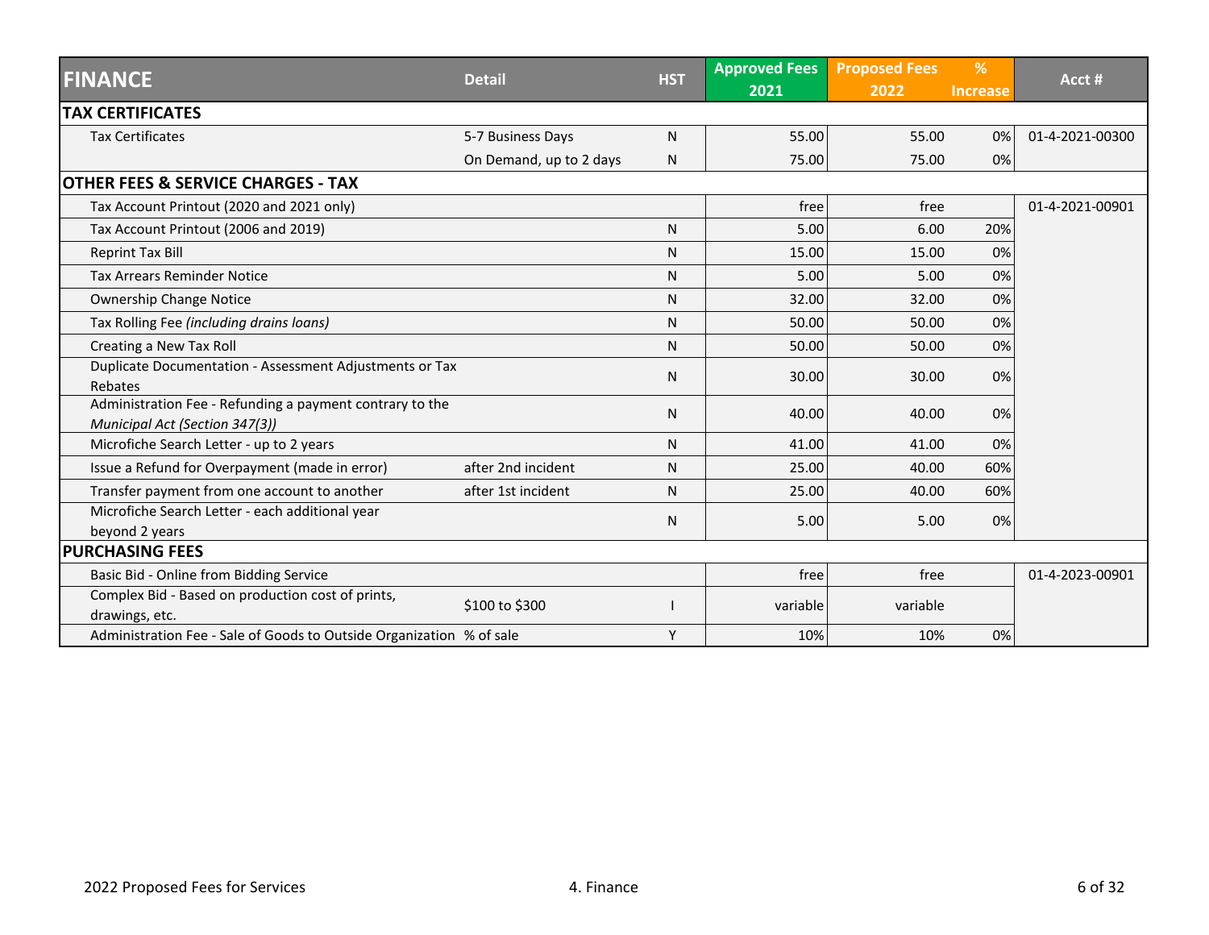| FINANCE | Detail | HST | Approved Fees 2021 | Proposed Fees 2022 | % Increase | Acct # |
|---|---|---|---|---|---|---|
| **TAX CERTIFICATES** | | | | | | |
| Tax Certificates | 5-7 Business Days | N | 55.00 | 55.00 | 0% | 01-4-2021-00300 |
| | On Demand, up to 2 days | N | 75.00 | 75.00 | 0% | |
| **OTHER FEES & SERVICE CHARGES - TAX** | | | | | | |
| Tax Account Printout (2020 and 2021 only) | | | free | free | | 01-4-2021-00901 |
| Tax Account Printout (2006 and 2019) | | N | 5.00 | 6.00 | 20% | |
| Reprint Tax Bill | | N | 15.00 | 15.00 | 0% | |
| Tax Arrears Reminder Notice | | N | 5.00 | 5.00 | 0% | |
| Ownership Change Notice | | N | 32.00 | 32.00 | 0% | |
| Tax Rolling Fee *(including drains loans)* | | N | 50.00 | 50.00 | 0% | |
| Creating a New Tax Roll | | N | 50.00 | 50.00 | 0% | |
| Duplicate Documentation - Assessment Adjustments or Tax Rebates | | N | 30.00 | 30.00 | 0% | |
| Administration Fee - Refunding a payment contrary to the *Municipal Act (Section 347(3))* | | N | 40.00 | 40.00 | 0% | |
| Microfiche Search Letter - up to 2 years | | N | 41.00 | 41.00 | 0% | |
| Issue a Refund for Overpayment (made in error) | after 2nd incident | N | 25.00 | 40.00 | 60% | |
| Transfer payment from one account to another | after 1st incident | N | 25.00 | 40.00 | 60% | |
| Microfiche Search Letter - each additional year beyond 2 years | | N | 5.00 | 5.00 | 0% | |
| **PURCHASING FEES** | | | | | | |
| Basic Bid - Online from Bidding Service | | | free | free | | 01-4-2023-00901 |
| Complex Bid - Based on production cost of prints, drawings, etc. | $100 to $300 | I | variable | variable | | |
| Administration Fee - Sale of Goods to Outside Organization | % of sale | Y | 10% | 10% | 0% | |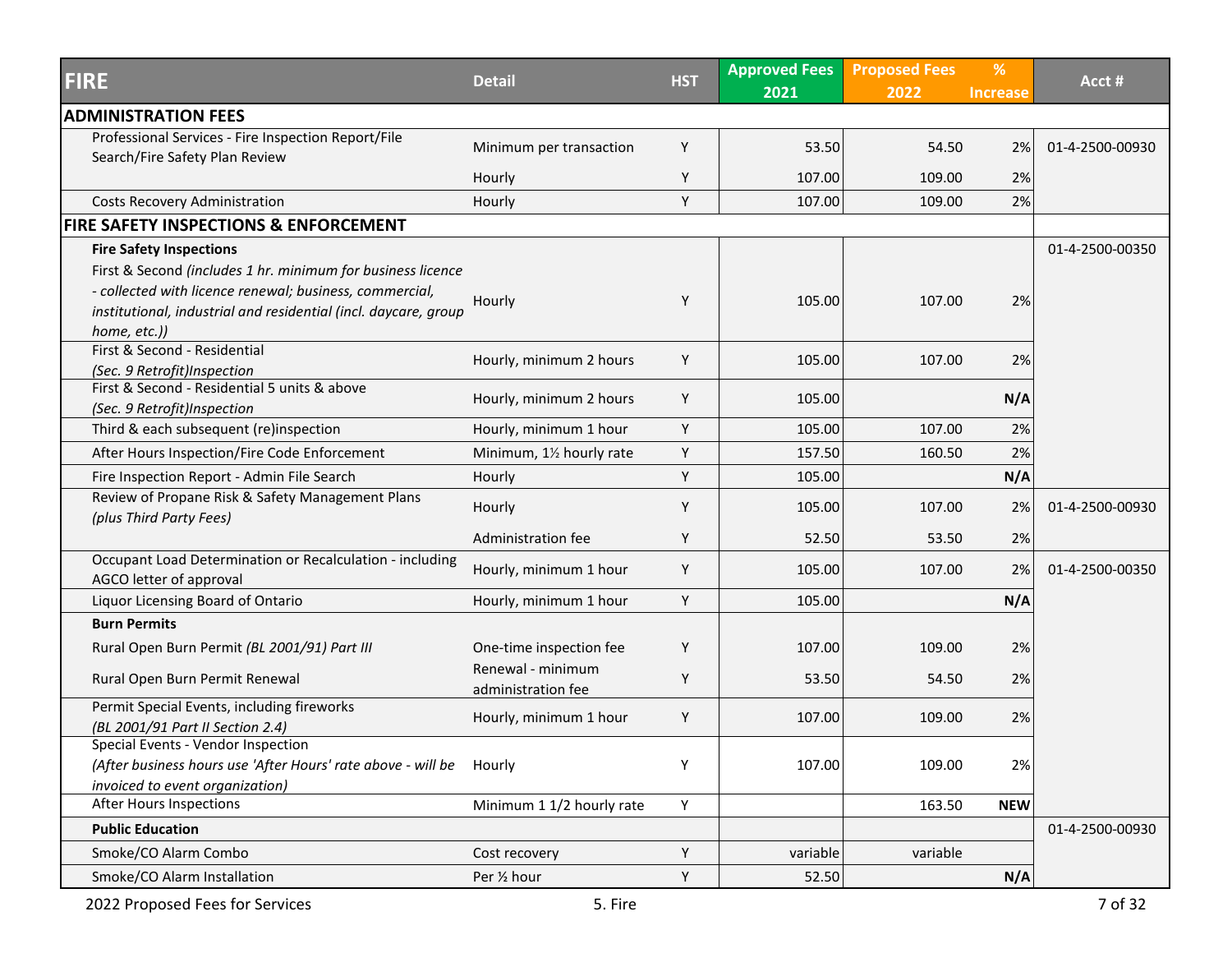| FIRE | Detail | HST | Approved Fees 2021 | Proposed Fees 2022 | % Increase | Acct # |
|---|---|---|---|---|---|---|
| **ADMINISTRATION FEES** | | | | | | |
| Professional Services - Fire Inspection Report/File Search/Fire Safety Plan Review | Minimum per transaction | Y | 53.50 | 54.50 | 2% | 01-4-2500-00930 |
| | Hourly | Y | 107.00 | 109.00 | 2% | |
| Costs Recovery Administration | Hourly | Y | 107.00 | 109.00 | 2% | |
| **FIRE SAFETY INSPECTIONS & ENFORCEMENT** | | | | | | |
| **Fire Safety Inspections** First & Second *(includes 1 hr. minimum for business licence - collected with licence renewal; business, commercial, institutional, industrial and residential (incl. daycare, group home, etc.))* | Hourly | Y | 105.00 | 107.00 | 2% | 01-4-2500-00350 |
| First & Second - Residential *(Sec. 9 Retrofit)Inspection* | Hourly, minimum 2 hours | Y | 105.00 | 107.00 | 2% | |
| First & Second - Residential 5 units & above *(Sec. 9 Retrofit)Inspection* | Hourly, minimum 2 hours | Y | 105.00 | | **N/A** | |
| Third & each subsequent (re)inspection | Hourly, minimum 1 hour | Y | 105.00 | 107.00 | 2% | |
| After Hours Inspection/Fire Code Enforcement | Minimum, 1½ hourly rate | Y | 157.50 | 160.50 | 2% | |
| Fire Inspection Report - Admin File Search | Hourly | Y | 105.00 | | **N/A** | |
| Review of Propane Risk & Safety Management Plans *(plus Third Party Fees)* | Hourly | Y | 105.00 | 107.00 | 2% | 01-4-2500-00930 |
| | Administration fee | Y | 52.50 | 53.50 | 2% | |
| Occupant Load Determination or Recalculation - including AGCO letter of approval | Hourly, minimum 1 hour | Y | 105.00 | 107.00 | 2% | 01-4-2500-00350 |
| Liquor Licensing Board of Ontario | Hourly, minimum 1 hour | Y | 105.00 | | **N/A** | |
| **Burn Permits** | | | | | | |
| Rural Open Burn Permit *(BL 2001/91) Part III* | One-time inspection fee | Y | 107.00 | 109.00 | 2% | |
| Rural Open Burn Permit Renewal | Renewal - minimum administration fee | Y | 53.50 | 54.50 | 2% | |
| Permit Special Events, including fireworks *(BL 2001/91 Part II Section 2.4)* | Hourly, minimum 1 hour | Y | 107.00 | 109.00 | 2% | |
| Special Events - Vendor Inspection *(After business hours use 'After Hours' rate above - will be invoiced to event organization)* | Hourly | Y | 107.00 | 109.00 | 2% | |
| After Hours Inspections | Minimum 1 1/2 hourly rate | Y | | 163.50 | **NEW** | |
| **Public Education** | | | | | | 01-4-2500-00930 |
| Smoke/CO Alarm Combo | Cost recovery | Y | variable | variable | | |
| Smoke/CO Alarm Installation | Per ½ hour | Y | 52.50 | | **N/A** | |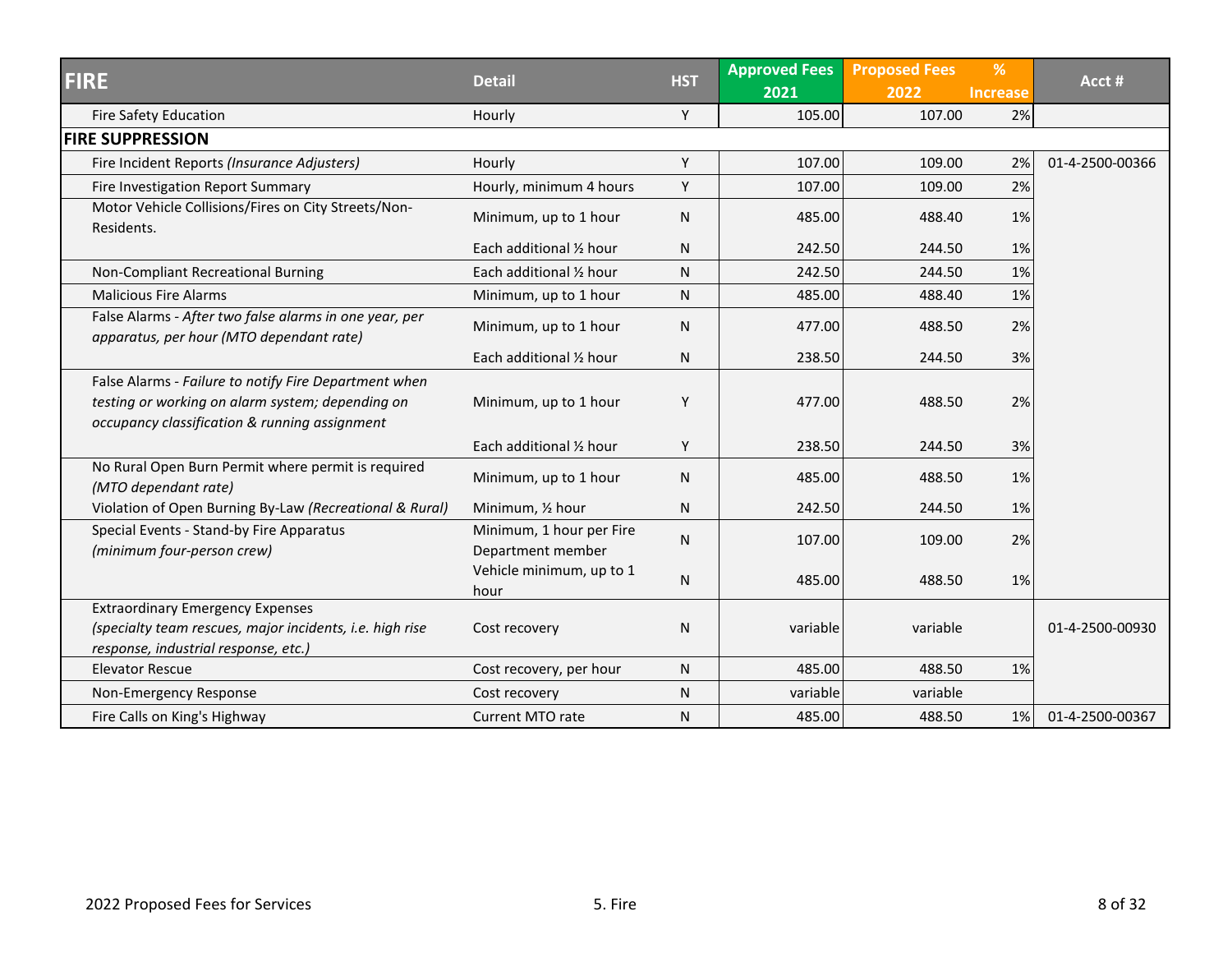| FIRE | Detail | HST | Approved Fees 2021 | Proposed Fees 2022 | % Increase | Acct # |
|---|---|---|---|---|---|---|
| Fire Safety Education | Hourly | Y | 105.00 | 107.00 | 2% | |
| **FIRE SUPPRESSION** | | | | | | |
| Fire Incident Reports *(Insurance Adjusters)* | Hourly | Y | 107.00 | 109.00 | 2% | 01-4-2500-00366 |
| Fire Investigation Report Summary | Hourly, minimum 4 hours | Y | 107.00 | 109.00 | 2% | |
| Motor Vehicle Collisions/Fires on City Streets/Non-Residents. | Minimum, up to 1 hour | N | 485.00 | 488.40 | 1% | |
| | Each additional ½ hour | N | 242.50 | 244.50 | 1% | |
| Non-Compliant Recreational Burning | Each additional ½ hour | N | 242.50 | 244.50 | 1% | |
| Malicious Fire Alarms | Minimum, up to 1 hour | N | 485.00 | 488.40 | 1% | |
| False Alarms - *After two false alarms in one year, per apparatus, per hour (MTO dependant rate)* | Minimum, up to 1 hour | N | 477.00 | 488.50 | 2% | |
| | Each additional ½ hour | N | 238.50 | 244.50 | 3% | |
| False Alarms - *Failure to notify Fire Department when testing or working on alarm system; depending on occupancy classification & running assignment* | Minimum, up to 1 hour | Y | 477.00 | 488.50 | 2% | |
| | Each additional ½ hour | Y | 238.50 | 244.50 | 3% | |
| No Rural Open Burn Permit where permit is required *(MTO dependant rate)* | Minimum, up to 1 hour | N | 485.00 | 488.50 | 1% | |
| Violation of Open Burning By-Law *(Recreational & Rural)* | Minimum, ½ hour | N | 242.50 | 244.50 | 1% | |
| Special Events - Stand-by Fire Apparatus *(minimum four-person crew)* | Minimum, 1 hour per Fire Department member | N | 107.00 | 109.00 | 2% | |
| | Vehicle minimum, up to 1 hour | N | 485.00 | 488.50 | 1% | |
| Extraordinary Emergency Expenses *(specialty team rescues, major incidents, i.e. high rise response, industrial response, etc.)* | Cost recovery | N | variable | variable | | 01-4-2500-00930 |
| Elevator Rescue | Cost recovery, per hour | N | 485.00 | 488.50 | 1% | |
| Non-Emergency Response | Cost recovery | N | variable | variable | | |
| Fire Calls on King's Highway | Current MTO rate | N | 485.00 | 488.50 | 1% | 01-4-2500-00367 |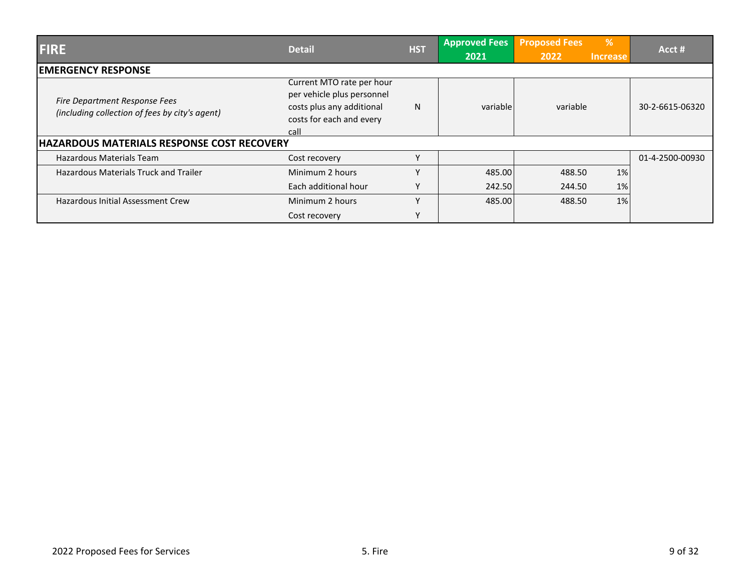| FIRE | Detail | HST | Approved Fees 2021 | Proposed Fees 2022 | % Increase | Acct # |
|---|---|---|---|---|---|---|
| **EMERGENCY RESPONSE** | | | | | | |
| *Fire Department Response Fees (including collection of fees by city's agent)* | Current MTO rate per hour per vehicle plus personnel costs plus any additional costs for each and every call | N | variable | variable | | 30-2-6615-06320 |
| **HAZARDOUS MATERIALS RESPONSE COST RECOVERY** | | | | | | |
| Hazardous Materials Team | Cost recovery | Y | | | | 01-4-2500-00930 |
| Hazardous Materials Truck and Trailer | Minimum 2 hours | Y | 485.00 | 488.50 | 1% | |
| | Each additional hour | Y | 242.50 | 244.50 | 1% | |
| Hazardous Initial Assessment Crew | Minimum 2 hours | Y | 485.00 | 488.50 | 1% | |
| | Cost recovery | Y | | | | |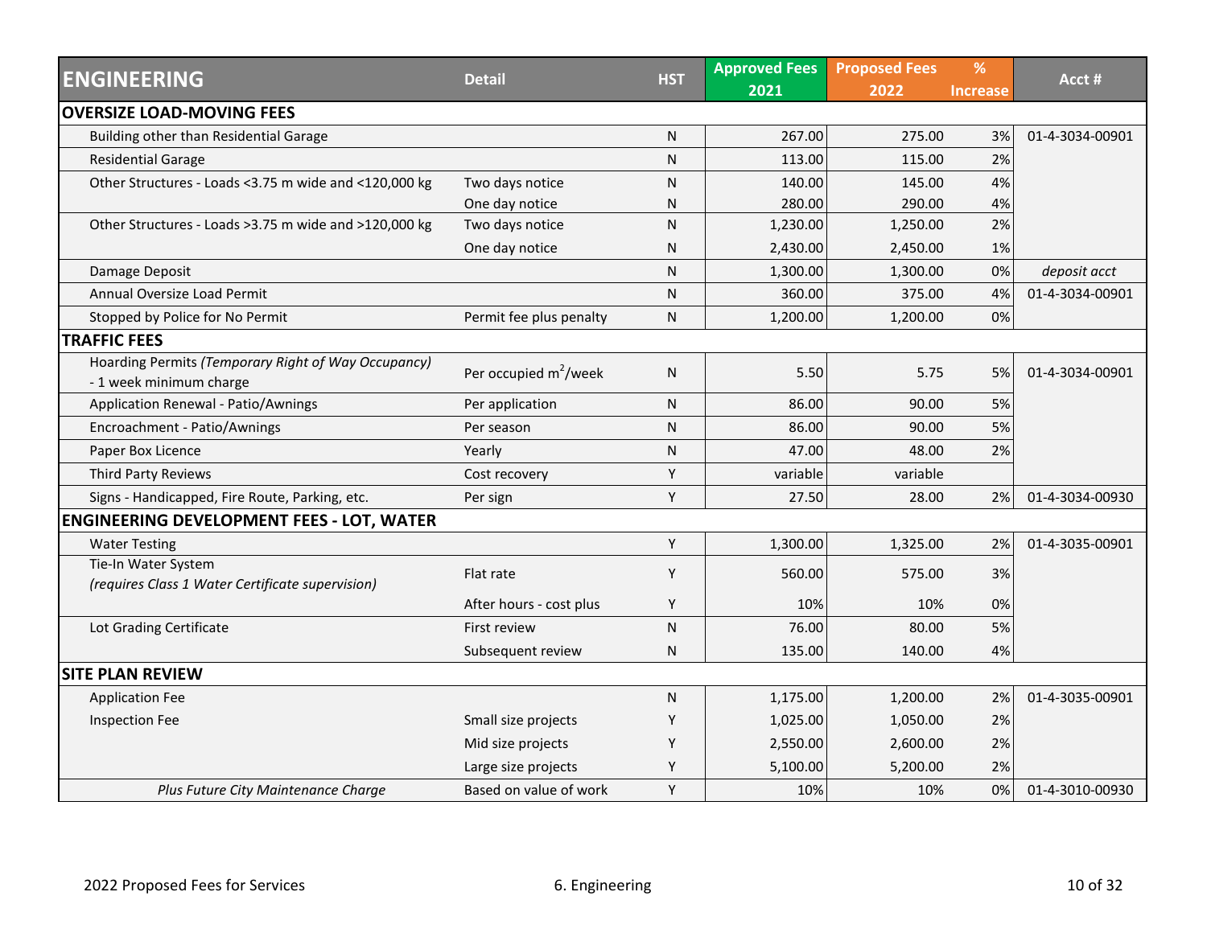| ENGINEERING | Detail | HST | Approved Fees 2021 | Proposed Fees 2022 | % Increase | Acct # |
|---|---|---|---|---|---|---|
| **OVERSIZE LOAD-MOVING FEES** | | | | | | |
| Building other than Residential Garage | | N | 267.00 | 275.00 | 3% | 01-4-3034-00901 |
| Residential Garage | | N | 113.00 | 115.00 | 2% | |
| Other Structures - Loads <3.75 m wide and <120,000 kg | Two days notice | N | 140.00 | 145.00 | 4% | |
| | One day notice | N | 280.00 | 290.00 | 4% | |
| Other Structures - Loads >3.75 m wide and >120,000 kg | Two days notice | N | 1,230.00 | 1,250.00 | 2% | |
| | One day notice | N | 2,430.00 | 2,450.00 | 1% | |
| Damage Deposit | | N | 1,300.00 | 1,300.00 | 0% | *deposit acct* |
| Annual Oversize Load Permit | | N | 360.00 | 375.00 | 4% | 01-4-3034-00901 |
| Stopped by Police for No Permit | Permit fee plus penalty | N | 1,200.00 | 1,200.00 | 0% | |
| **TRAFFIC FEES** | | | | | | |
| Hoarding Permits *(Temporary Right of Way Occupancy)* - 1 week minimum charge | Per occupied $m^2$/week | N | 5.50 | 5.75 | 5% | 01-4-3034-00901 |
| Application Renewal - Patio/Awnings | Per application | N | 86.00 | 90.00 | 5% | |
| Encroachment - Patio/Awnings | Per season | N | 86.00 | 90.00 | 5% | |
| Paper Box Licence | Yearly | N | 47.00 | 48.00 | 2% | |
| Third Party Reviews | Cost recovery | Y | variable | variable | | |
| Signs - Handicapped, Fire Route, Parking, etc. | Per sign | Y | 27.50 | 28.00 | 2% | 01-4-3034-00930 |
| **ENGINEERING DEVELOPMENT FEES - LOT, WATER** | | | | | | |
| Water Testing | | Y | 1,300.00 | 1,325.00 | 2% | 01-4-3035-00901 |
| Tie-In Water System *(requires Class 1 Water Certificate supervision)* | Flat rate | Y | 560.00 | 575.00 | 3% | |
| | After hours - cost plus | Y | 10% | 10% | 0% | |
| Lot Grading Certificate | First review | N | 76.00 | 80.00 | 5% | |
| | Subsequent review | N | 135.00 | 140.00 | 4% | |
| **SITE PLAN REVIEW** | | | | | | |
| Application Fee | | N | 1,175.00 | 1,200.00 | 2% | 01-4-3035-00901 |
| Inspection Fee | Small size projects | Y | 1,025.00 | 1,050.00 | 2% | |
| | Mid size projects | Y | 2,550.00 | 2,600.00 | 2% | |
| | Large size projects | Y | 5,100.00 | 5,200.00 | 2% | |
| *Plus Future City Maintenance Charge* | Based on value of work | Y | 10% | 10% | 0% | 01-4-3010-00930 |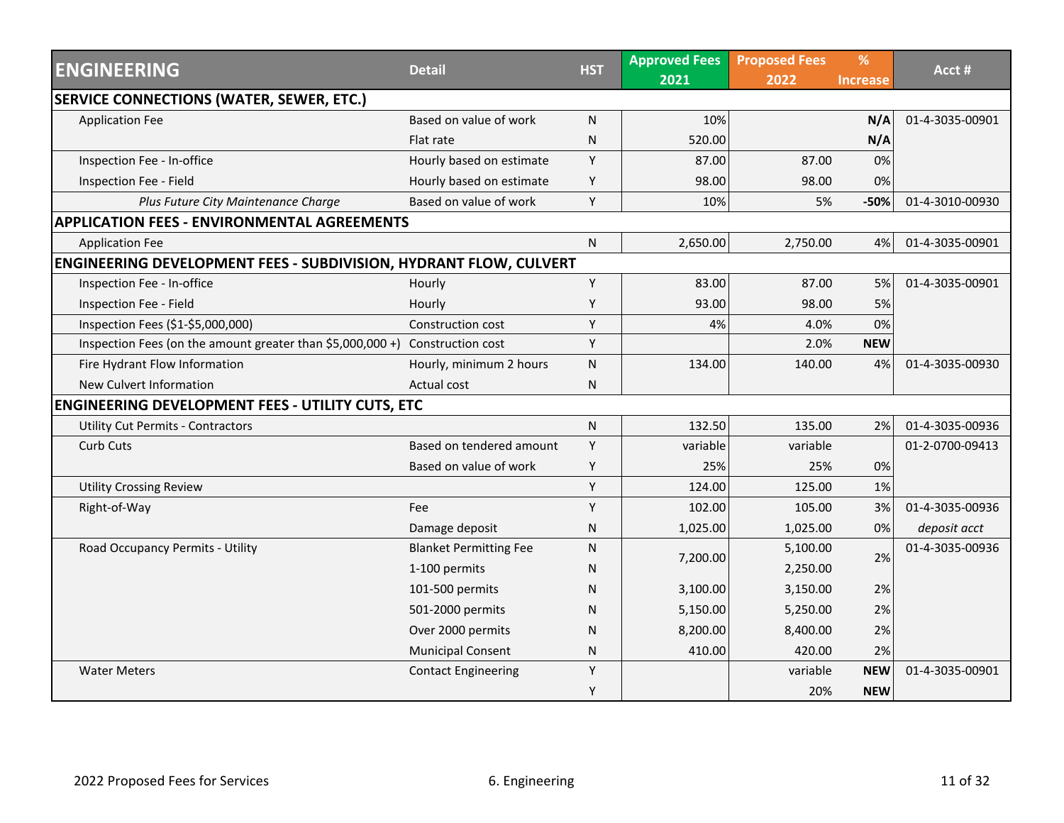| ENGINEERING | Detail | HST | Approved Fees 2021 | Proposed Fees 2022 | % Increase | Acct # |
|---|---|---|---|---|---|---|
| **SERVICE CONNECTIONS (WATER, SEWER, ETC.)** | | | | | | |
| Application Fee | Based on value of work | N | 10% | | **N/A** | 01-4-3035-00901 |
| | Flat rate | N | 520.00 | | **N/A** | |
| Inspection Fee - In-office | Hourly based on estimate | Y | 87.00 | 87.00 | 0% | |
| Inspection Fee - Field | Hourly based on estimate | Y | 98.00 | 98.00 | 0% | |
| *Plus Future City Maintenance Charge* | Based on value of work | Y | 10% | 5% | **-50%** | 01-4-3010-00930 |
| **APPLICATION FEES - ENVIRONMENTAL AGREEMENTS** | | | | | | |
| Application Fee | | N | 2,650.00 | 2,750.00 | 4% | 01-4-3035-00901 |
| **ENGINEERING DEVELOPMENT FEES - SUBDIVISION, HYDRANT FLOW, CULVERT** | | | | | | |
| Inspection Fee - In-office | Hourly | Y | 83.00 | 87.00 | 5% | 01-4-3035-00901 |
| Inspection Fee - Field | Hourly | Y | 93.00 | 98.00 | 5% | |
| Inspection Fees ($1-$5,000,000) | Construction cost | Y | 4% | 4.0% | 0% | |
| Inspection Fees (on the amount greater than $5,000,000 +) | Construction cost | Y | | 2.0% | **NEW** | |
| Fire Hydrant Flow Information | Hourly, minimum 2 hours | N | 134.00 | 140.00 | 4% | 01-4-3035-00930 |
| New Culvert Information | Actual cost | N | | | | |
| **ENGINEERING DEVELOPMENT FEES - UTILITY CUTS, ETC** | | | | | | |
| Utility Cut Permits - Contractors | | N | 132.50 | 135.00 | 2% | 01-4-3035-00936 |
| Curb Cuts | Based on tendered amount | Y | variable | variable | | 01-2-0700-09413 |
| | Based on value of work | Y | 25% | 25% | 0% | |
| Utility Crossing Review | | Y | 124.00 | 125.00 | 1% | |
| Right-of-Way | Fee | Y | 102.00 | 105.00 | 3% | 01-4-3035-00936 |
| | Damage deposit | N | 1,025.00 | 1,025.00 | 0% | *deposit acct* |
| Road Occupancy Permits - Utility | Blanket Permitting Fee | N | 7,200.00 | 5,100.00 | 2% | 01-4-3035-00936 |
| | 1-100 permits | N | | 2,250.00 | | |
| | 101-500 permits | N | 3,100.00 | 3,150.00 | 2% | |
| | 501-2000 permits | N | 5,150.00 | 5,250.00 | 2% | |
| | Over 2000 permits | N | 8,200.00 | 8,400.00 | 2% | |
| | Municipal Consent | N | 410.00 | 420.00 | 2% | |
| Water Meters | Contact Engineering | Y | | variable | **NEW** | 01-4-3035-00901 |
| | | Y | | 20% | **NEW** | |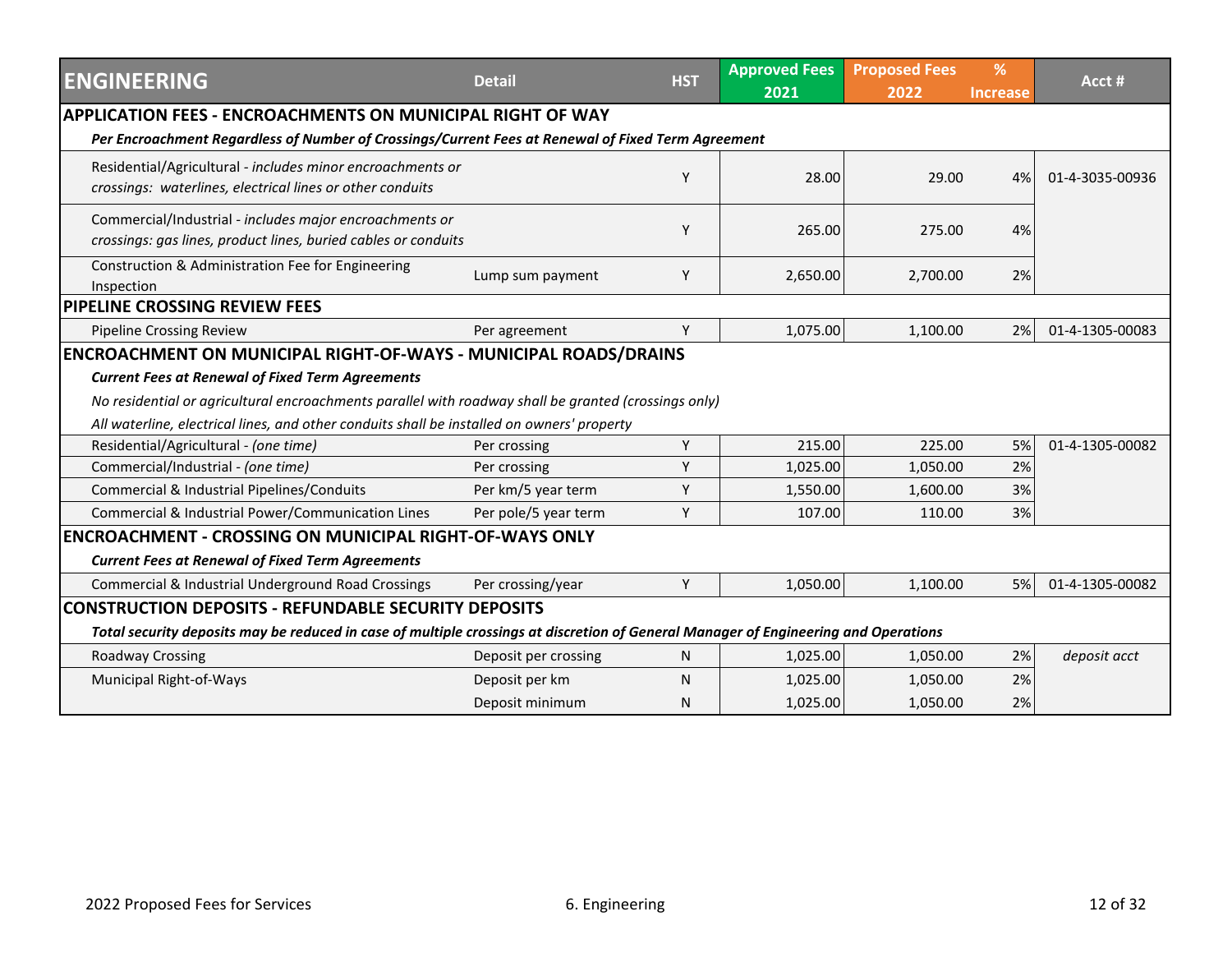| ENGINEERING | Detail | HST | Approved Fees 2021 | Proposed Fees 2022 | % Increase | Acct # |
|---|---|---|---|---|---|---|
| **APPLICATION FEES - ENCROACHMENTS ON MUNICIPAL RIGHT OF WAY** | | | | | | |
| ***Per Encroachment Regardless of Number of Crossings/Current Fees at Renewal of Fixed Term Agreement*** | | | | | | |
| Residential/Agricultural - *includes minor encroachments or crossings: waterlines, electrical lines or other conduits* | | Y | 28.00 | 29.00 | 4% | 01-4-3035-00936 |
| Commercial/Industrial - *includes major encroachments or crossings: gas lines, product lines, buried cables or conduits* | | Y | 265.00 | 275.00 | 4% | |
| Construction & Administration Fee for Engineering Inspection | Lump sum payment | Y | 2,650.00 | 2,700.00 | 2% | |
| **PIPELINE CROSSING REVIEW FEES** | | | | | | |
| Pipeline Crossing Review | Per agreement | Y | 1,075.00 | 1,100.00 | 2% | 01-4-1305-00083 |
| **ENCROACHMENT ON MUNICIPAL RIGHT-OF-WAYS - MUNICIPAL ROADS/DRAINS** | | | | | | |
| ***Current Fees at Renewal of Fixed Term Agreements*** | | | | | | |
| *No residential or agricultural encroachments parallel with roadway shall be granted (crossings only)* | | | | | | |
| *All waterline, electrical lines, and other conduits shall be installed on owners' property* | | | | | | |
| Residential/Agricultural - *(one time)* | Per crossing | Y | 215.00 | 225.00 | 5% | 01-4-1305-00082 |
| Commercial/Industrial - *(one time)* | Per crossing | Y | 1,025.00 | 1,050.00 | 2% | |
| Commercial & Industrial Pipelines/Conduits | Per km/5 year term | Y | 1,550.00 | 1,600.00 | 3% | |
| Commercial & Industrial Power/Communication Lines | Per pole/5 year term | Y | 107.00 | 110.00 | 3% | |
| **ENCROACHMENT - CROSSING ON MUNICIPAL RIGHT-OF-WAYS ONLY** | | | | | | |
| ***Current Fees at Renewal of Fixed Term Agreements*** | | | | | | |
| Commercial & Industrial Underground Road Crossings | Per crossing/year | Y | 1,050.00 | 1,100.00 | 5% | 01-4-1305-00082 |
| **CONSTRUCTION DEPOSITS - REFUNDABLE SECURITY DEPOSITS** | | | | | | |
| ***Total security deposits may be reduced in case of multiple crossings at discretion of General Manager of Engineering and Operations*** | | | | | | |
| Roadway Crossing | Deposit per crossing | N | 1,025.00 | 1,050.00 | 2% | *deposit acct* |
| Municipal Right-of-Ways | Deposit per km | N | 1,025.00 | 1,050.00 | 2% | |
| | Deposit minimum | N | 1,025.00 | 1,050.00 | 2% | |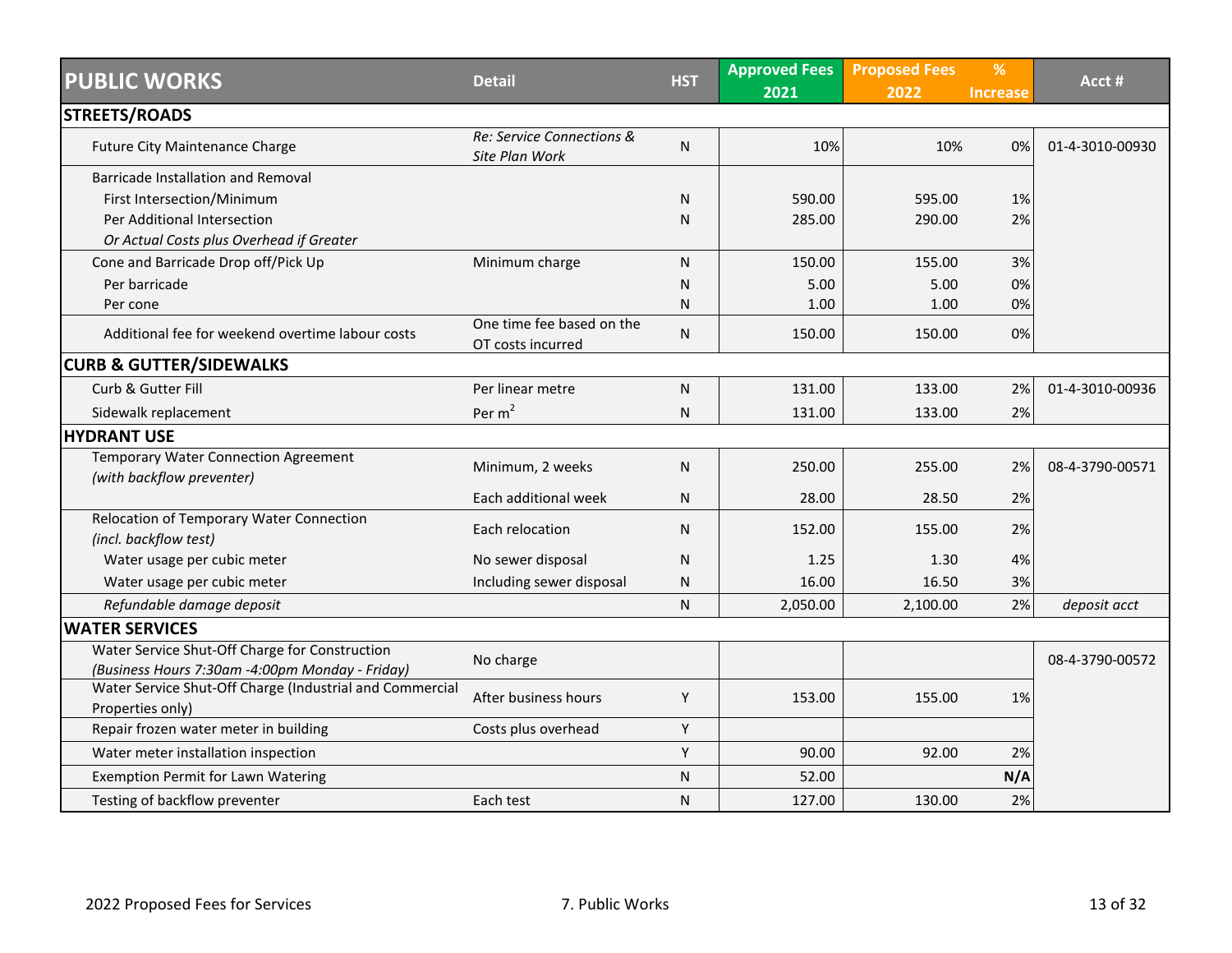| PUBLIC WORKS | Detail | HST | Approved Fees 2021 | Proposed Fees 2022 | % Increase | Acct # |
|---|---|---|---|---|---|---|
| **STREETS/ROADS** | | | | | | |
| Future City Maintenance Charge | *Re: Service Connections & Site Plan Work* | N | 10% | 10% | 0% | 01-4-3010-00930 |
| Barricade Installation and Removal | | | | | | |
| First Intersection/Minimum | | N | 590.00 | 595.00 | 1% | |
| Per Additional Intersection | | N | 285.00 | 290.00 | 2% | |
| *Or Actual Costs plus Overhead if Greater* | | | | | | |
| Cone and Barricade Drop off/Pick Up | Minimum charge | N | 150.00 | 155.00 | 3% | |
| Per barricade | | N | 5.00 | 5.00 | 0% | |
| Per cone | | N | 1.00 | 1.00 | 0% | |
| Additional fee for weekend overtime labour costs | One time fee based on the OT costs incurred | N | 150.00 | 150.00 | 0% | |
| **CURB & GUTTER/SIDEWALKS** | | | | | | |
| Curb & Gutter Fill | Per linear metre | N | 131.00 | 133.00 | 2% | 01-4-3010-00936 |
| Sidewalk replacement | Per $m^2$ | N | 131.00 | 133.00 | 2% | |
| **HYDRANT USE** | | | | | | |
| Temporary Water Connection Agreement *(with backflow preventer)* | Minimum, 2 weeks | N | 250.00 | 255.00 | 2% | 08-4-3790-00571 |
| | Each additional week | N | 28.00 | 28.50 | 2% | |
| Relocation of Temporary Water Connection *(incl. backflow test)* | Each relocation | N | 152.00 | 155.00 | 2% | |
| Water usage per cubic meter | No sewer disposal | N | 1.25 | 1.30 | 4% | |
| Water usage per cubic meter | Including sewer disposal | N | 16.00 | 16.50 | 3% | |
| *Refundable damage deposit* | | N | 2,050.00 | 2,100.00 | 2% | *deposit acct* |
| **WATER SERVICES** | | | | | | |
| Water Service Shut-Off Charge for Construction *(Business Hours 7:30am -4:00pm Monday - Friday)* | No charge | | | | | 08-4-3790-00572 |
| Water Service Shut-Off Charge (Industrial and Commercial Properties only) | After business hours | Y | 153.00 | 155.00 | 1% | |
| Repair frozen water meter in building | Costs plus overhead | Y | | | | |
| Water meter installation inspection | | Y | 90.00 | 92.00 | 2% | |
| Exemption Permit for Lawn Watering | | N | 52.00 | | **N/A** | |
| Testing of backflow preventer | Each test | N | 127.00 | 130.00 | 2% | |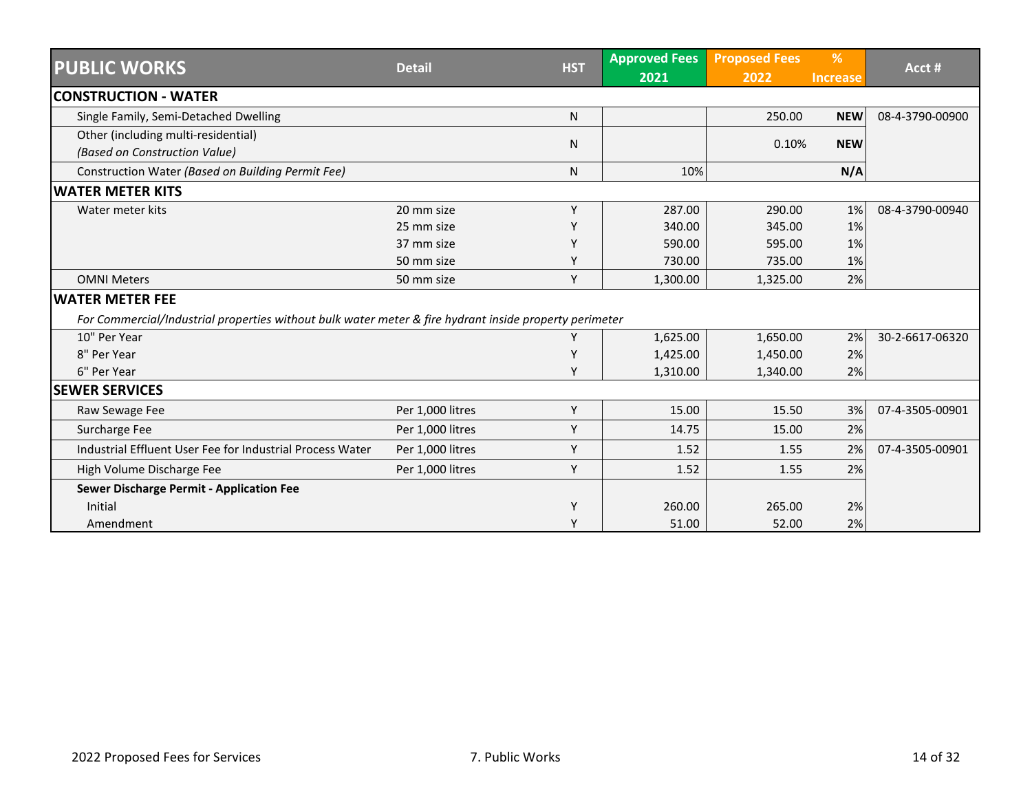| PUBLIC WORKS | Detail | HST | Approved Fees 2021 | Proposed Fees 2022 | % Increase | Acct # |
|---|---|---|---|---|---|---|
| **CONSTRUCTION - WATER** | | | | | | |
| Single Family, Semi-Detached Dwelling | | N | | 250.00 | **NEW** | 08-4-3790-00900 |
| Other (including multi-residential) *(Based on Construction Value)* | | N | | 0.10% | **NEW** | |
| Construction Water *(Based on Building Permit Fee)* | | N | 10% | | **N/A** | |
| **WATER METER KITS** | | | | | | |
| Water meter kits | 20 mm size | Y | 287.00 | 290.00 | 1% | 08-4-3790-00940 |
| | 25 mm size | Y | 340.00 | 345.00 | 1% | |
| | 37 mm size | Y | 590.00 | 595.00 | 1% | |
| | 50 mm size | Y | 730.00 | 735.00 | 1% | |
| OMNI Meters | 50 mm size | Y | 1,300.00 | 1,325.00 | 2% | |
| **WATER METER FEE** | | | | | | |
| *For Commercial/Industrial properties without bulk water meter & fire hydrant inside property perimeter* | | | | | | |
| 10" Per Year | | Y | 1,625.00 | 1,650.00 | 2% | 30-2-6617-06320 |
| 8" Per Year | | Y | 1,425.00 | 1,450.00 | 2% | |
| 6" Per Year | | Y | 1,310.00 | 1,340.00 | 2% | |
| **SEWER SERVICES** | | | | | | |
| Raw Sewage Fee | Per 1,000 litres | Y | 15.00 | 15.50 | 3% | 07-4-3505-00901 |
| Surcharge Fee | Per 1,000 litres | Y | 14.75 | 15.00 | 2% | |
| Industrial Effluent User Fee for Industrial Process Water | Per 1,000 litres | Y | 1.52 | 1.55 | 2% | 07-4-3505-00901 |
| High Volume Discharge Fee | Per 1,000 litres | Y | 1.52 | 1.55 | 2% | |
| **Sewer Discharge Permit - Application Fee** | | | | | | |
| Initial | | Y | 260.00 | 265.00 | 2% | |
| Amendment | | Y | 51.00 | 52.00 | 2% | |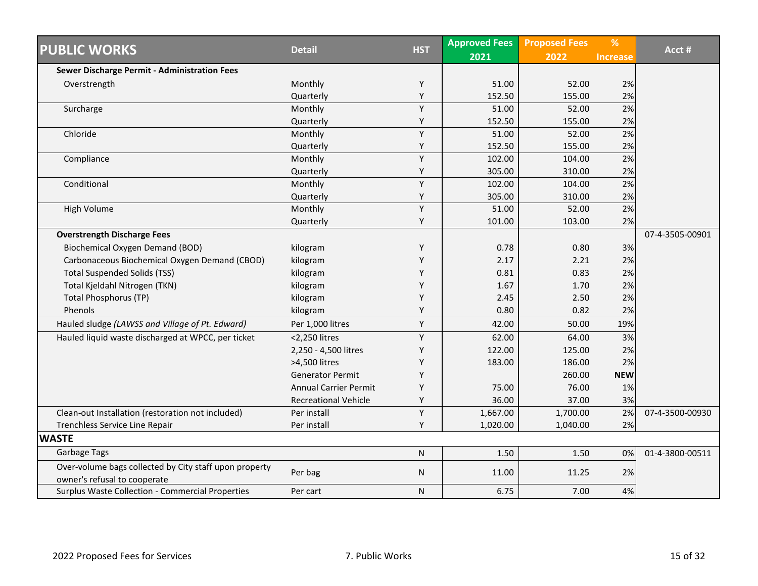| PUBLIC WORKS | Detail | HST | Approved Fees 2021 | Proposed Fees 2022 | % Increase | Acct # |
|---|---|---|---|---|---|---|
| **Sewer Discharge Permit - Administration Fees** | | | | | | |
| Overstrength | Monthly | Y | 51.00 | 52.00 | 2% | |
| | Quarterly | Y | 152.50 | 155.00 | 2% | |
| Surcharge | Monthly | Y | 51.00 | 52.00 | 2% | |
| | Quarterly | Y | 152.50 | 155.00 | 2% | |
| Chloride | Monthly | Y | 51.00 | 52.00 | 2% | |
| | Quarterly | Y | 152.50 | 155.00 | 2% | |
| Compliance | Monthly | Y | 102.00 | 104.00 | 2% | |
| | Quarterly | Y | 305.00 | 310.00 | 2% | |
| Conditional | Monthly | Y | 102.00 | 104.00 | 2% | |
| | Quarterly | Y | 305.00 | 310.00 | 2% | |
| High Volume | Monthly | Y | 51.00 | 52.00 | 2% | |
| | Quarterly | Y | 101.00 | 103.00 | 2% | |
| **Overstrength Discharge Fees** | | | | | | 07-4-3505-00901 |
| Biochemical Oxygen Demand (BOD) | kilogram | Y | 0.78 | 0.80 | 3% | |
| Carbonaceous Biochemical Oxygen Demand (CBOD) | kilogram | Y | 2.17 | 2.21 | 2% | |
| Total Suspended Solids (TSS) | kilogram | Y | 0.81 | 0.83 | 2% | |
| Total Kjeldahl Nitrogen (TKN) | kilogram | Y | 1.67 | 1.70 | 2% | |
| Total Phosphorus (TP) | kilogram | Y | 2.45 | 2.50 | 2% | |
| Phenols | kilogram | Y | 0.80 | 0.82 | 2% | |
| Hauled sludge *(LAWSS and Village of Pt. Edward)* | Per 1,000 litres | Y | 42.00 | 50.00 | 19% | |
| Hauled liquid waste discharged at WPCC, per ticket | <2,250 litres | Y | 62.00 | 64.00 | 3% | |
| | 2,250 - 4,500 litres | Y | 122.00 | 125.00 | 2% | |
| | >4,500 litres | Y | 183.00 | 186.00 | 2% | |
| | Generator Permit | Y | | 260.00 | **NEW** | |
| | Annual Carrier Permit | Y | 75.00 | 76.00 | 1% | |
| | Recreational Vehicle | Y | 36.00 | 37.00 | 3% | |
| Clean-out Installation (restoration not included) | Per install | Y | 1,667.00 | 1,700.00 | 2% | 07-4-3500-00930 |
| Trenchless Service Line Repair | Per install | Y | 1,020.00 | 1,040.00 | 2% | |
| **WASTE** | | | | | | |
| Garbage Tags | | N | 1.50 | 1.50 | 0% | 01-4-3800-00511 |
| Over-volume bags collected by City staff upon property owner's refusal to cooperate | Per bag | N | 11.00 | 11.25 | 2% | |
| Surplus Waste Collection - Commercial Properties | Per cart | N | 6.75 | 7.00 | 4% | |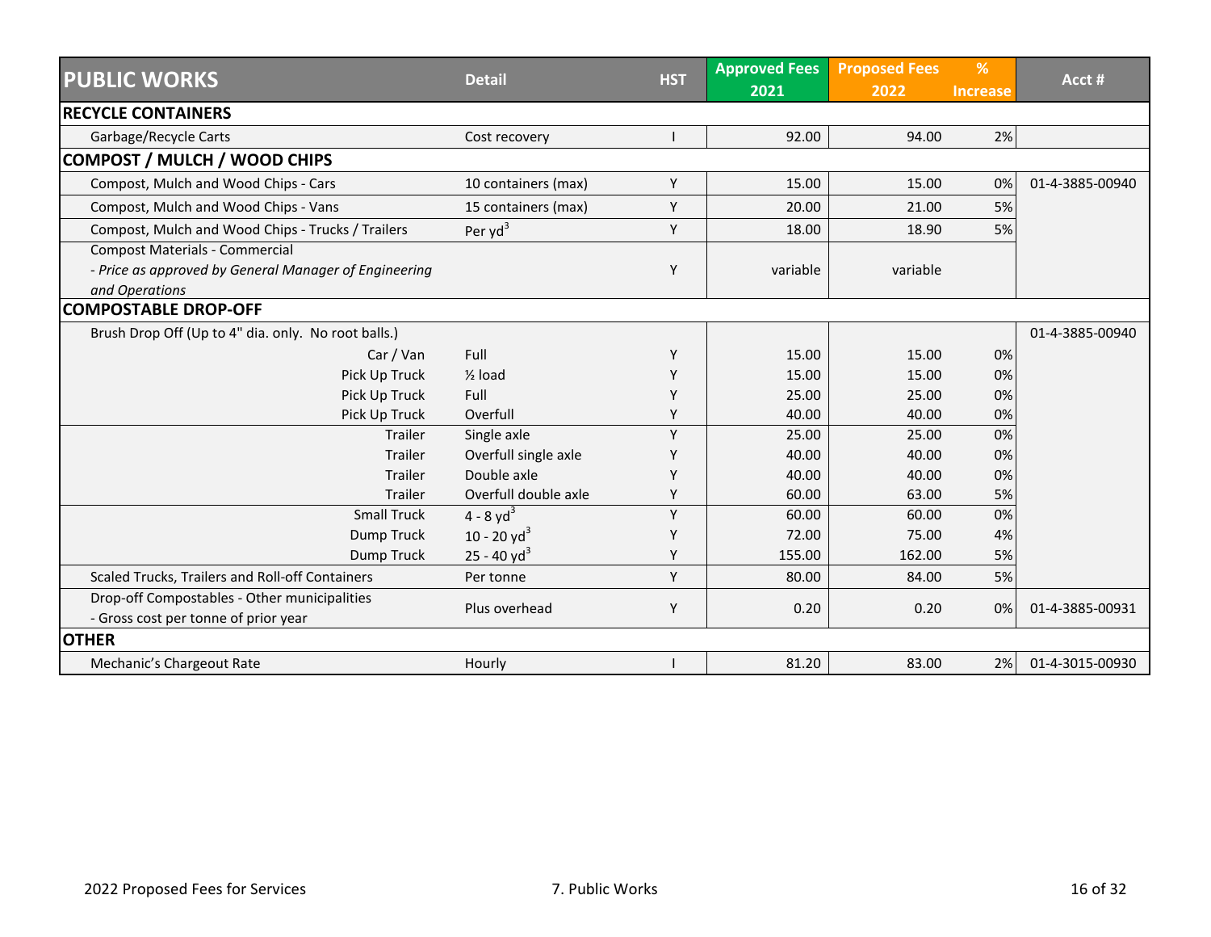| PUBLIC WORKS | Detail | HST | Approved Fees 2021 | Proposed Fees 2022 | % Increase | Acct # |
|---|---|---|---|---|---|---|
| **RECYCLE CONTAINERS** | | | | | | |
| Garbage/Recycle Carts | Cost recovery | I | 92.00 | 94.00 | 2% | |
| **COMPOST / MULCH / WOOD CHIPS** | | | | | | |
| Compost, Mulch and Wood Chips - Cars | 10 containers (max) | Y | 15.00 | 15.00 | 0% | 01-4-3885-00940 |
| Compost, Mulch and Wood Chips - Vans | 15 containers (max) | Y | 20.00 | 21.00 | 5% | |
| Compost, Mulch and Wood Chips - Trucks / Trailers | Per $yd^3$ | Y | 18.00 | 18.90 | 5% | |
| Compost Materials - Commercial *- Price as approved by General Manager of Engineering and Operations* | | Y | variable | variable | | |
| **COMPOSTABLE DROP-OFF** | | | | | | |
| Brush Drop Off (Up to 4" dia. only. No root balls.) | | | | | | 01-4-3885-00940 |
| Car / Van | Full | Y | 15.00 | 15.00 | 0% | |
| Pick Up Truck | ½ load | Y | 15.00 | 15.00 | 0% | |
| Pick Up Truck | Full | Y | 25.00 | 25.00 | 0% | |
| Pick Up Truck | Overfull | Y | 40.00 | 40.00 | 0% | |
| Trailer | Single axle | Y | 25.00 | 25.00 | 0% | |
| Trailer | Overfull single axle | Y | 40.00 | 40.00 | 0% | |
| Trailer | Double axle | Y | 40.00 | 40.00 | 0% | |
| Trailer | Overfull double axle | Y | 60.00 | 63.00 | 5% | |
| Small Truck | 4 - 8 $yd^3$ | Y | 60.00 | 60.00 | 0% | |
| Dump Truck | 10 - 20 $yd^3$ | Y | 72.00 | 75.00 | 4% | |
| Dump Truck | 25 - 40 $yd^3$ | Y | 155.00 | 162.00 | 5% | |
| Scaled Trucks, Trailers and Roll-off Containers | Per tonne | Y | 80.00 | 84.00 | 5% | |
| Drop-off Compostables - Other municipalities - Gross cost per tonne of prior year | Plus overhead | Y | 0.20 | 0.20 | 0% | 01-4-3885-00931 |
| **OTHER** | | | | | | |
| Mechanic's Chargeout Rate | Hourly | I | 81.20 | 83.00 | 2% | 01-4-3015-00930 |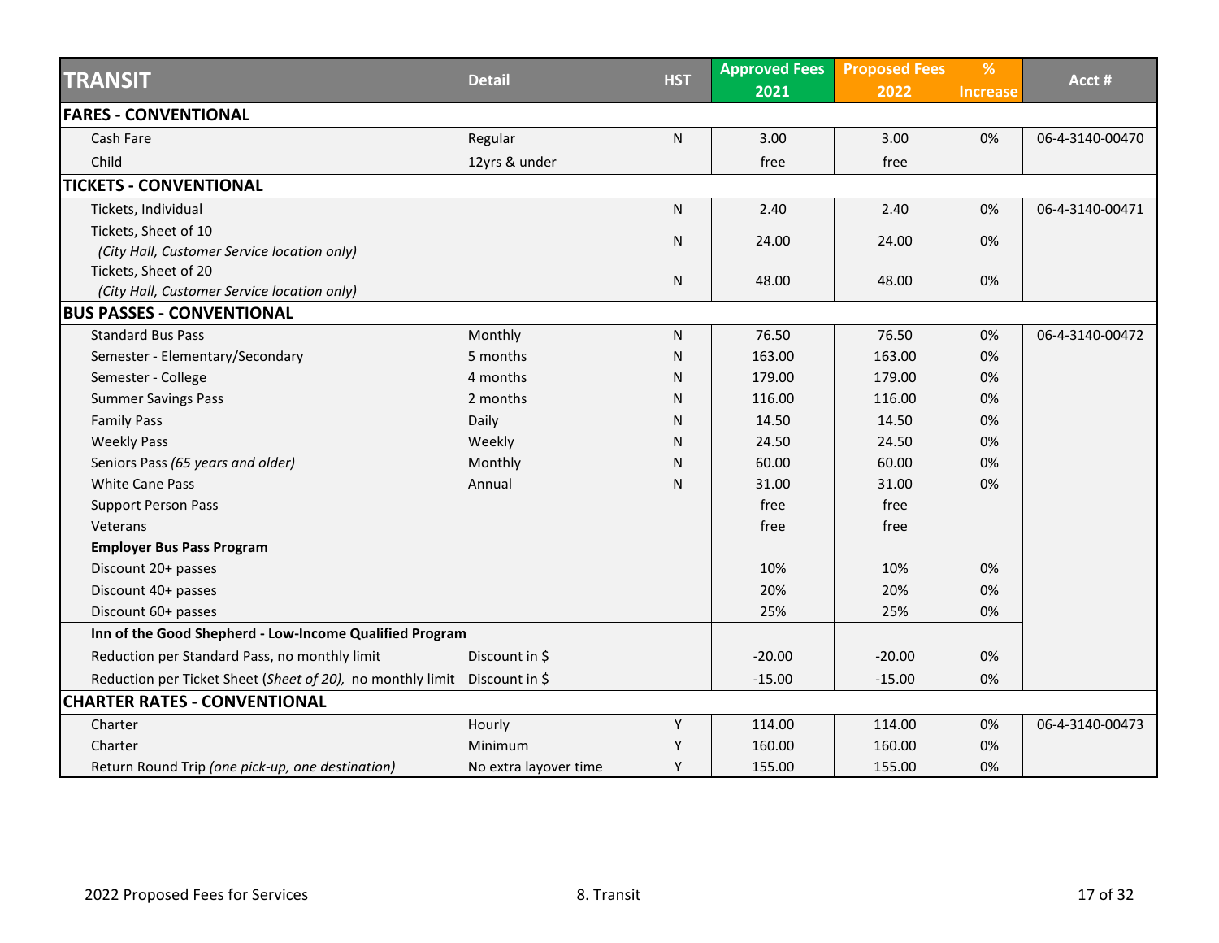| TRANSIT | Detail | HST | Approved Fees 2021 | Proposed Fees 2022 | % Increase | Acct # |
|---|---|---|---|---|---|---|
| **FARES - CONVENTIONAL** | | | | | | |
| Cash Fare | Regular | N | 3.00 | 3.00 | 0% | 06-4-3140-00470 |
| Child | 12yrs & under | | free | free | | |
| **TICKETS - CONVENTIONAL** | | | | | | |
| Tickets, Individual | | N | 2.40 | 2.40 | 0% | 06-4-3140-00471 |
| Tickets, Sheet of 10 *(City Hall, Customer Service location only)* | | N | 24.00 | 24.00 | 0% | |
| Tickets, Sheet of 20 *(City Hall, Customer Service location only)* | | N | 48.00 | 48.00 | 0% | |
| **BUS PASSES - CONVENTIONAL** | | | | | | |
| Standard Bus Pass | Monthly | N | 76.50 | 76.50 | 0% | 06-4-3140-00472 |
| Semester - Elementary/Secondary | 5 months | N | 163.00 | 163.00 | 0% | |
| Semester - College | 4 months | N | 179.00 | 179.00 | 0% | |
| Summer Savings Pass | 2 months | N | 116.00 | 116.00 | 0% | |
| Family Pass | Daily | N | 14.50 | 14.50 | 0% | |
| Weekly Pass | Weekly | N | 24.50 | 24.50 | 0% | |
| Seniors Pass *(65 years and older)* | Monthly | N | 60.00 | 60.00 | 0% | |
| White Cane Pass | Annual | N | 31.00 | 31.00 | 0% | |
| Support Person Pass | | | free | free | | |
| Veterans | | | free | free | | |
| **Employer Bus Pass Program** | | | | | | |
| Discount 20+ passes | | | 10% | 10% | 0% | |
| Discount 40+ passes | | | 20% | 20% | 0% | |
| Discount 60+ passes | | | 25% | 25% | 0% | |
| **Inn of the Good Shepherd - Low-Income Qualified Program** | | | | | | |
| Reduction per Standard Pass, no monthly limit | Discount in $ | | -20.00 | -20.00 | 0% | |
| Reduction per Ticket Sheet (*Sheet of 20),* no monthly limit | Discount in $ | | -15.00 | -15.00 | 0% | |
| **CHARTER RATES - CONVENTIONAL** | | | | | | |
| Charter | Hourly | Y | 114.00 | 114.00 | 0% | 06-4-3140-00473 |
| Charter | Minimum | Y | 160.00 | 160.00 | 0% | |
| Return Round Trip *(one pick-up, one destination)* | No extra layover time | Y | 155.00 | 155.00 | 0% | |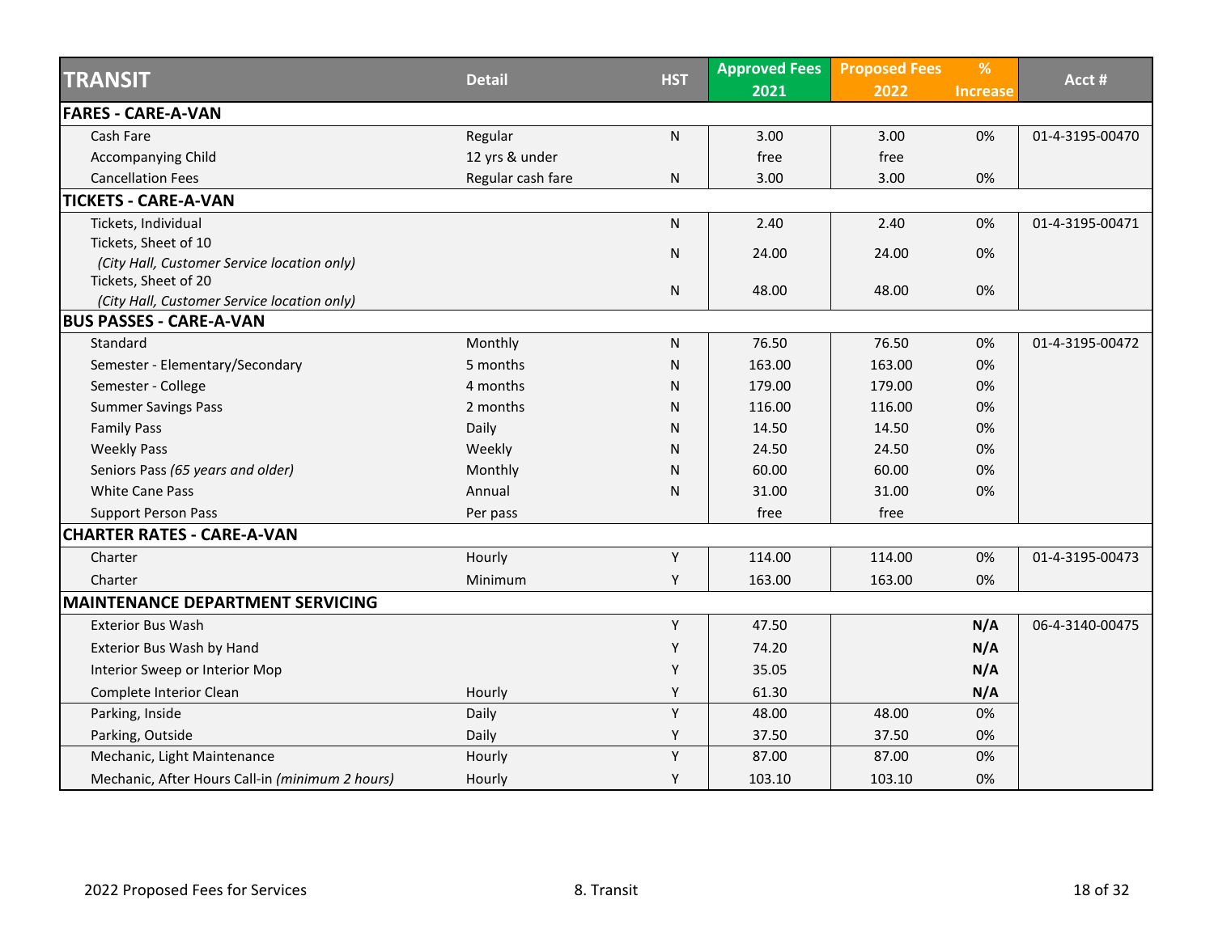| TRANSIT | Detail | HST | Approved Fees 2021 | Proposed Fees 2022 | % Increase | Acct # |
|---|---|---|---|---|---|---|
| **FARES - CARE-A-VAN** | | | | | | |
| Cash Fare | Regular | N | 3.00 | 3.00 | 0% | 01-4-3195-00470 |
| Accompanying Child | 12 yrs & under | | free | free | | |
| Cancellation Fees | Regular cash fare | N | 3.00 | 3.00 | 0% | |
| **TICKETS - CARE-A-VAN** | | | | | | |
| Tickets, Individual | | N | 2.40 | 2.40 | 0% | 01-4-3195-00471 |
| Tickets, Sheet of 10 *(City Hall, Customer Service location only)* | | N | 24.00 | 24.00 | 0% | |
| Tickets, Sheet of 20 *(City Hall, Customer Service location only)* | | N | 48.00 | 48.00 | 0% | |
| **BUS PASSES - CARE-A-VAN** | | | | | | |
| Standard | Monthly | N | 76.50 | 76.50 | 0% | 01-4-3195-00472 |
| Semester - Elementary/Secondary | 5 months | N | 163.00 | 163.00 | 0% | |
| Semester - College | 4 months | N | 179.00 | 179.00 | 0% | |
| Summer Savings Pass | 2 months | N | 116.00 | 116.00 | 0% | |
| Family Pass | Daily | N | 14.50 | 14.50 | 0% | |
| Weekly Pass | Weekly | N | 24.50 | 24.50 | 0% | |
| Seniors Pass *(65 years and older)* | Monthly | N | 60.00 | 60.00 | 0% | |
| White Cane Pass | Annual | N | 31.00 | 31.00 | 0% | |
| Support Person Pass | Per pass | | free | free | | |
| **CHARTER RATES - CARE-A-VAN** | | | | | | |
| Charter | Hourly | Y | 114.00 | 114.00 | 0% | 01-4-3195-00473 |
| Charter | Minimum | Y | 163.00 | 163.00 | 0% | |
| **MAINTENANCE DEPARTMENT SERVICING** | | | | | | |
| Exterior Bus Wash | | Y | 47.50 | | **N/A** | 06-4-3140-00475 |
| Exterior Bus Wash by Hand | | Y | 74.20 | | **N/A** | |
| Interior Sweep or Interior Mop | | Y | 35.05 | | **N/A** | |
| Complete Interior Clean | Hourly | Y | 61.30 | | **N/A** | |
| Parking, Inside | Daily | Y | 48.00 | 48.00 | 0% | |
| Parking, Outside | Daily | Y | 37.50 | 37.50 | 0% | |
| Mechanic, Light Maintenance | Hourly | Y | 87.00 | 87.00 | 0% | |
| Mechanic, After Hours Call-in *(minimum 2 hours)* | Hourly | Y | 103.10 | 103.10 | 0% | |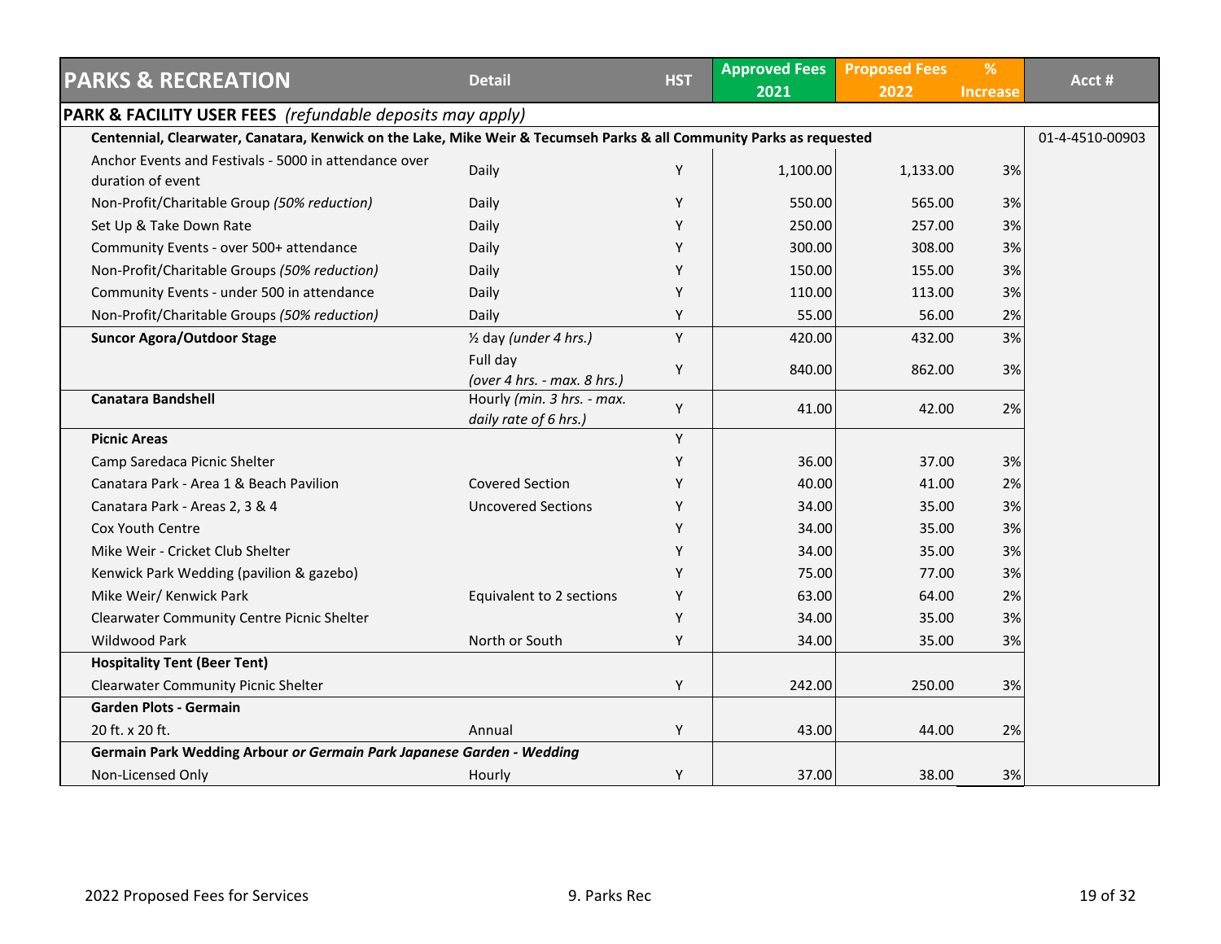| PARKS & RECREATION | Detail | HST | Approved Fees 2021 | Proposed Fees 2022 | % Increase | Acct # |
|---|---|---|---|---|---|---|
| **PARK & FACILITY USER FEES** *(refundable deposits may apply)* | | | | | | |
| **Centennial, Clearwater, Canatara, Kenwick on the Lake, Mike Weir & Tecumseh Parks & all Community Parks as requested** | | | | | | 01-4-4510-00903 |
| Anchor Events and Festivals - 5000 in attendance over duration of event | Daily | Y | 1,100.00 | 1,133.00 | 3% | |
| Non-Profit/Charitable Group *(50% reduction)* | Daily | Y | 550.00 | 565.00 | 3% | |
| Set Up & Take Down Rate | Daily | Y | 250.00 | 257.00 | 3% | |
| Community Events - over 500+ attendance | Daily | Y | 300.00 | 308.00 | 3% | |
| Non-Profit/Charitable Groups *(50% reduction)* | Daily | Y | 150.00 | 155.00 | 3% | |
| Community Events - under 500 in attendance | Daily | Y | 110.00 | 113.00 | 3% | |
| Non-Profit/Charitable Groups *(50% reduction)* | Daily | Y | 55.00 | 56.00 | 2% | |
| **Suncor Agora/Outdoor Stage** | ½ day *(under 4 hrs.)* | Y | 420.00 | 432.00 | 3% | |
| | Full day *(over 4 hrs. - max. 8 hrs.)* | Y | 840.00 | 862.00 | 3% | |
| **Canatara Bandshell** | Hourly *(min. 3 hrs. - max. daily rate of 6 hrs.)* | Y | 41.00 | 42.00 | 2% | |
| **Picnic Areas** | | Y | | | | |
| Camp Saredaca Picnic Shelter | | Y | 36.00 | 37.00 | 3% | |
| Canatara Park - Area 1 & Beach Pavilion | Covered Section | Y | 40.00 | 41.00 | 2% | |
| Canatara Park - Areas 2, 3 & 4 | Uncovered Sections | Y | 34.00 | 35.00 | 3% | |
| Cox Youth Centre | | Y | 34.00 | 35.00 | 3% | |
| Mike Weir - Cricket Club Shelter | | Y | 34.00 | 35.00 | 3% | |
| Kenwick Park Wedding (pavilion & gazebo) | | Y | 75.00 | 77.00 | 3% | |
| Mike Weir/ Kenwick Park | Equivalent to 2 sections | Y | 63.00 | 64.00 | 2% | |
| Clearwater Community Centre Picnic Shelter | | Y | 34.00 | 35.00 | 3% | |
| Wildwood Park | North or South | Y | 34.00 | 35.00 | 3% | |
| **Hospitality Tent (Beer Tent)** | | | | | | |
| Clearwater Community Picnic Shelter | | Y | 242.00 | 250.00 | 3% | |
| **Garden Plots - Germain** | | | | | | |
| 20 ft. x 20 ft. | Annual | Y | 43.00 | 44.00 | 2% | |
| **Germain Park Wedding Arbour *or Germain Park Japanese Garden - Wedding*** | | | | | | |
| Non-Licensed Only | Hourly | Y | 37.00 | 38.00 | 3% | |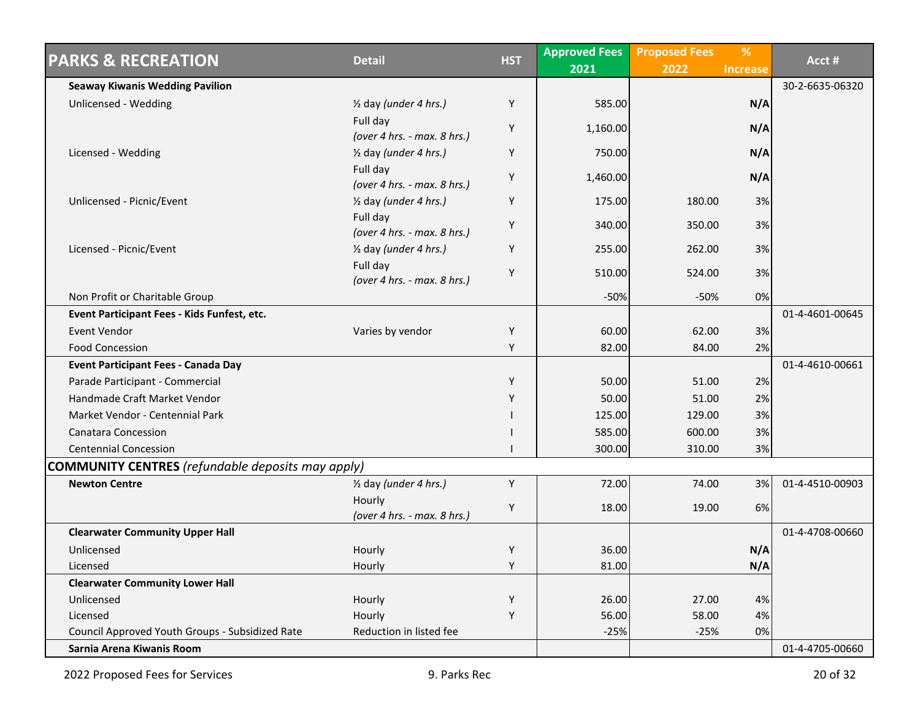| PARKS & RECREATION | Detail | HST | Approved Fees 2021 | Proposed Fees 2022 | % Increase | Acct # |
|---|---|---|---|---|---|---|
| **Seaway Kiwanis Wedding Pavilion** | | | | | | 30-2-6635-06320 |
| Unlicensed - Wedding | ½ day *(under 4 hrs.)* | Y | 585.00 | | **N/A** | |
| | Full day *(over 4 hrs. - max. 8 hrs.)* | Y | 1,160.00 | | **N/A** | |
| Licensed - Wedding | ½ day *(under 4 hrs.)* | Y | 750.00 | | **N/A** | |
| | Full day *(over 4 hrs. - max. 8 hrs.)* | Y | 1,460.00 | | **N/A** | |
| Unlicensed - Picnic/Event | ½ day *(under 4 hrs.)* | Y | 175.00 | 180.00 | 3% | |
| | Full day *(over 4 hrs. - max. 8 hrs.)* | Y | 340.00 | 350.00 | 3% | |
| Licensed - Picnic/Event | ½ day *(under 4 hrs.)* | Y | 255.00 | 262.00 | 3% | |
| | Full day *(over 4 hrs. - max. 8 hrs.)* | Y | 510.00 | 524.00 | 3% | |
| Non Profit or Charitable Group | | | -50% | -50% | 0% | |
| **Event Participant Fees - Kids Funfest, etc.** | | | | | | 01-4-4601-00645 |
| Event Vendor | Varies by vendor | Y | 60.00 | 62.00 | 3% | |
| Food Concession | | Y | 82.00 | 84.00 | 2% | |
| **Event Participant Fees - Canada Day** | | | | | | 01-4-4610-00661 |
| Parade Participant - Commercial | | Y | 50.00 | 51.00 | 2% | |
| Handmade Craft Market Vendor | | Y | 50.00 | 51.00 | 2% | |
| Market Vendor - Centennial Park | | I | 125.00 | 129.00 | 3% | |
| Canatara Concession | | I | 585.00 | 600.00 | 3% | |
| Centennial Concession | | I | 300.00 | 310.00 | 3% | |
| **COMMUNITY CENTRES** *(refundable deposits may apply)* | | | | | | |
| **Newton Centre** | ½ day *(under 4 hrs.)* | Y | 72.00 | 74.00 | 3% | 01-4-4510-00903 |
| | Hourly *(over 4 hrs. - max. 8 hrs.)* | Y | 18.00 | 19.00 | 6% | |
| **Clearwater Community Upper Hall** | | | | | | 01-4-4708-00660 |
| Unlicensed | Hourly | Y | 36.00 | | **N/A** | |
| Licensed | Hourly | Y | 81.00 | | **N/A** | |
| **Clearwater Community Lower Hall** | | | | | | |
| Unlicensed | Hourly | Y | 26.00 | 27.00 | 4% | |
| Licensed | Hourly | Y | 56.00 | 58.00 | 4% | |
| Council Approved Youth Groups - Subsidized Rate | Reduction in listed fee | | -25% | -25% | 0% | |
| **Sarnia Arena Kiwanis Room** | | | | | | 01-4-4705-00660 |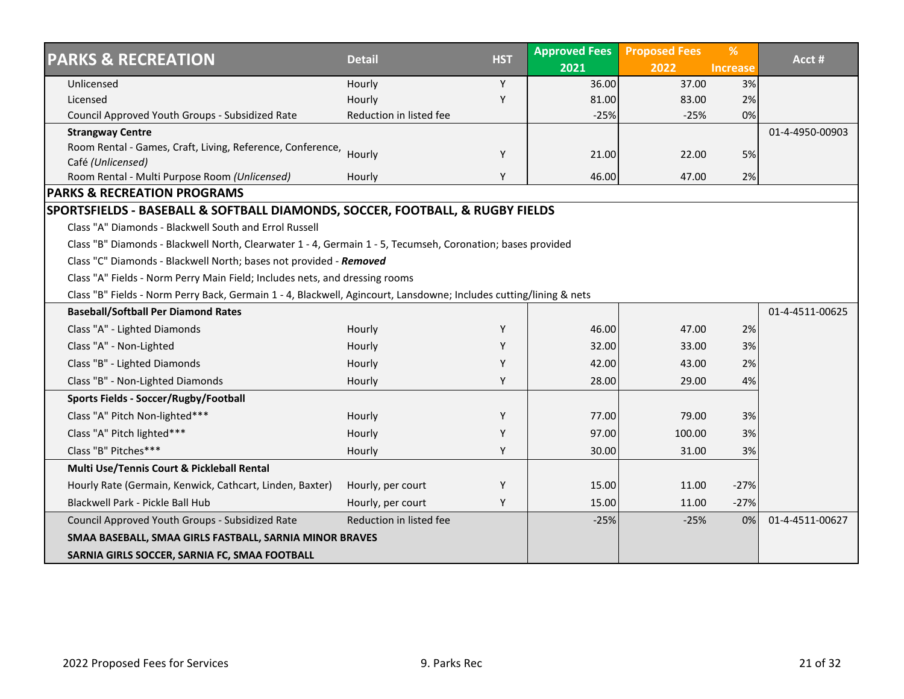| PARKS & RECREATION | Detail | HST | Approved Fees 2021 | Proposed Fees 2022 | % Increase | Acct # |
|---|---|---|---|---|---|---|
| Unlicensed | Hourly | Y | 36.00 | 37.00 | 3% | |
| Licensed | Hourly | Y | 81.00 | 83.00 | 2% | |
| Council Approved Youth Groups - Subsidized Rate | Reduction in listed fee | | -25% | -25% | 0% | |
| **Strangway Centre** | | | | | | 01-4-4950-00903 |
| Room Rental - Games, Craft, Living, Reference, Conference, Café *(Unlicensed)* | Hourly | Y | 21.00 | 22.00 | 5% | |
| Room Rental - Multi Purpose Room *(Unlicensed)* | Hourly | Y | 46.00 | 47.00 | 2% | |
| **PARKS & RECREATION PROGRAMS** | | | | | | |
| **SPORTSFIELDS - BASEBALL & SOFTBALL DIAMONDS, SOCCER, FOOTBALL, & RUGBY FIELDS** | | | | | | |
| Class "A" Diamonds - Blackwell South and Errol Russell | | | | | | |
| Class "B" Diamonds - Blackwell North, Clearwater 1 - 4, Germain 1 - 5, Tecumseh, Coronation; bases provided | | | | | | |
| Class "C" Diamonds - Blackwell North; bases not provided - ***Removed*** | | | | | | |
| Class "A" Fields - Norm Perry Main Field; Includes nets, and dressing rooms | | | | | | |
| Class "B" Fields - Norm Perry Back, Germain 1 - 4, Blackwell, Agincourt, Lansdowne; Includes cutting/lining & nets | | | | | | |
| **Baseball/Softball Per Diamond Rates** | | | | | | 01-4-4511-00625 |
| Class "A" - Lighted Diamonds | Hourly | Y | 46.00 | 47.00 | 2% | |
| Class "A" - Non-Lighted | Hourly | Y | 32.00 | 33.00 | 3% | |
| Class "B" - Lighted Diamonds | Hourly | Y | 42.00 | 43.00 | 2% | |
| Class "B" - Non-Lighted Diamonds | Hourly | Y | 28.00 | 29.00 | 4% | |
| **Sports Fields - Soccer/Rugby/Football** | | | | | | |
| Class "A" Pitch Non-lighted*** | Hourly | Y | 77.00 | 79.00 | 3% | |
| Class "A" Pitch lighted*** | Hourly | Y | 97.00 | 100.00 | 3% | |
| Class "B" Pitches*** | Hourly | Y | 30.00 | 31.00 | 3% | |
| **Multi Use/Tennis Court & Pickleball Rental** | | | | | | |
| Hourly Rate (Germain, Kenwick, Cathcart, Linden, Baxter) | Hourly, per court | Y | 15.00 | 11.00 | -27% | |
| Blackwell Park - Pickle Ball Hub | Hourly, per court | Y | 15.00 | 11.00 | -27% | |
| Council Approved Youth Groups - Subsidized Rate | Reduction in listed fee | | -25% | -25% | 0% | 01-4-4511-00627 |
| **SMAA BASEBALL, SMAA GIRLS FASTBALL, SARNIA MINOR BRAVES** | | | | | | |
| **SARNIA GIRLS SOCCER, SARNIA FC, SMAA FOOTBALL** | | | | | | |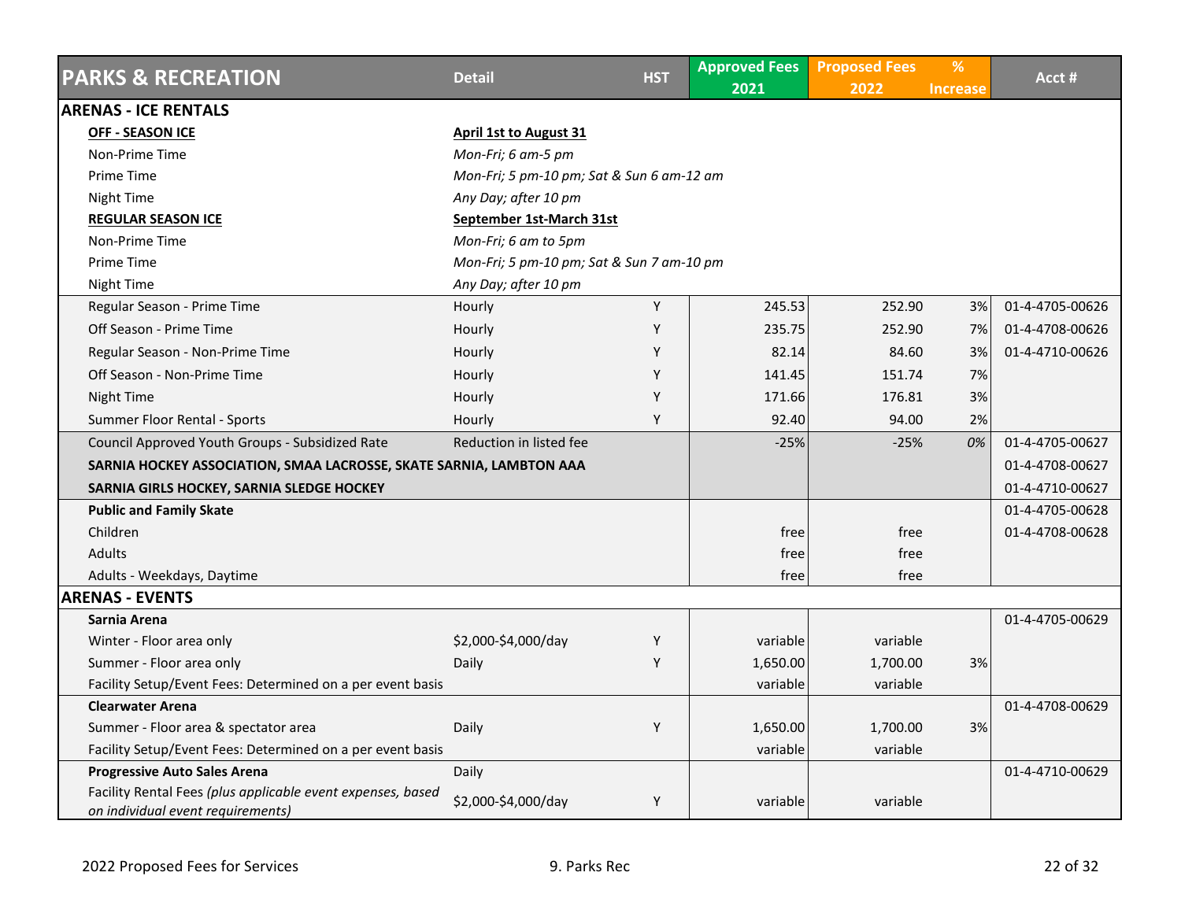| PARKS & RECREATION | Detail | HST | Approved Fees 2021 | Proposed Fees 2022 | % Increase | Acct # |
|---|---|---|---|---|---|---|
| **ARENAS - ICE RENTALS** | | | | | | |
| **OFF - SEASON ICE** | **April 1st to August 31** | | | | | |
| Non-Prime Time | *Mon-Fri; 6 am-5 pm* | | | | | |
| Prime Time | *Mon-Fri; 5 pm-10 pm; Sat & Sun 6 am-12 am* | | | | | |
| Night Time | *Any Day; after 10 pm* | | | | | |
| **REGULAR SEASON ICE** | **September 1st-March 31st** | | | | | |
| Non-Prime Time | *Mon-Fri; 6 am to 5pm* | | | | | |
| Prime Time | *Mon-Fri; 5 pm-10 pm; Sat & Sun 7 am-10 pm* | | | | | |
| Night Time | *Any Day; after 10 pm* | | | | | |
| Regular Season - Prime Time | Hourly | Y | 245.53 | 252.90 | 3% | 01-4-4705-00626 |
| Off Season - Prime Time | Hourly | Y | 235.75 | 252.90 | 7% | 01-4-4708-00626 |
| Regular Season - Non-Prime Time | Hourly | Y | 82.14 | 84.60 | 3% | 01-4-4710-00626 |
| Off Season - Non-Prime Time | Hourly | Y | 141.45 | 151.74 | 7% | |
| Night Time | Hourly | Y | 171.66 | 176.81 | 3% | |
| Summer Floor Rental - Sports | Hourly | Y | 92.40 | 94.00 | 2% | |
| Council Approved Youth Groups - Subsidized Rate | Reduction in listed fee | | -25% | -25% | *0%* | 01-4-4705-00627 |
| **SARNIA HOCKEY ASSOCIATION, SMAA LACROSSE, SKATE SARNIA, LAMBTON AAA** | | | | | | 01-4-4708-00627 |
| **SARNIA GIRLS HOCKEY, SARNIA SLEDGE HOCKEY** | | | | | | 01-4-4710-00627 |
| **Public and Family Skate** | | | | | | 01-4-4705-00628 |
| Children | | | free | free | | 01-4-4708-00628 |
| Adults | | | free | free | | |
| Adults - Weekdays, Daytime | | | free | free | | |
| **ARENAS - EVENTS** | | | | | | |
| **Sarnia Arena** | | | | | | 01-4-4705-00629 |
| Winter - Floor area only | $2,000-$4,000/day | Y | variable | variable | | |
| Summer - Floor area only | Daily | Y | 1,650.00 | 1,700.00 | 3% | |
| Facility Setup/Event Fees: Determined on a per event basis | | | variable | variable | | |
| **Clearwater Arena** | | | | | | 01-4-4708-00629 |
| Summer - Floor area & spectator area | Daily | Y | 1,650.00 | 1,700.00 | 3% | |
| Facility Setup/Event Fees: Determined on a per event basis | | | variable | variable | | |
| **Progressive Auto Sales Arena** | Daily | | | | | 01-4-4710-00629 |
| Facility Rental Fees *(plus applicable event expenses, based on individual event requirements)* | $2,000-$4,000/day | Y | variable | variable | | |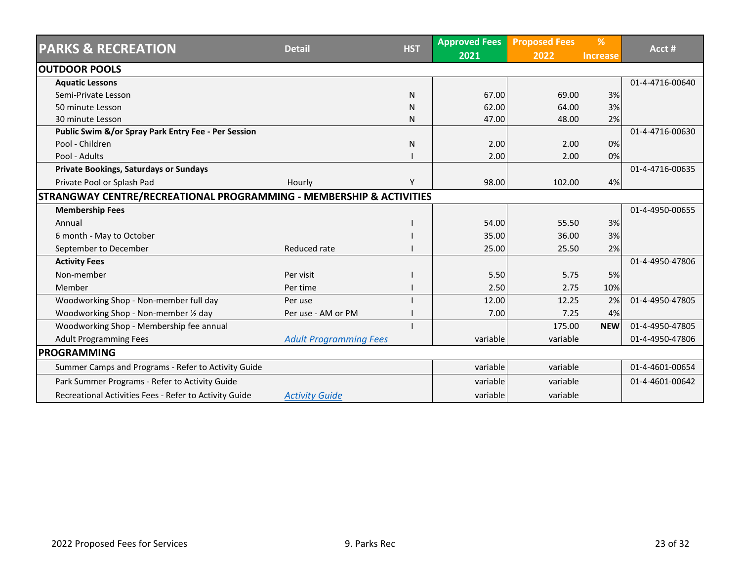| PARKS & RECREATION | Detail | HST | Approved Fees 2021 | Proposed Fees 2022 | % Increase | Acct # |
|---|---|---|---|---|---|---|
| **OUTDOOR POOLS** | | | | | | |
| **Aquatic Lessons** | | | | | | 01-4-4716-00640 |
| Semi-Private Lesson | | N | 67.00 | 69.00 | 3% | |
| 50 minute Lesson | | N | 62.00 | 64.00 | 3% | |
| 30 minute Lesson | | N | 47.00 | 48.00 | 2% | |
| **Public Swim &/or Spray Park Entry Fee - Per Session** | | | | | | 01-4-4716-00630 |
| Pool - Children | | N | 2.00 | 2.00 | 0% | |
| Pool - Adults | | I | 2.00 | 2.00 | 0% | |
| **Private Bookings, Saturdays or Sundays** | | | | | | 01-4-4716-00635 |
| Private Pool or Splash Pad | Hourly | Y | 98.00 | 102.00 | 4% | |
| **STRANGWAY CENTRE/RECREATIONAL PROGRAMMING - MEMBERSHIP & ACTIVITIES** | | | | | | |
| **Membership Fees** | | | | | | 01-4-4950-00655 |
| Annual | | I | 54.00 | 55.50 | 3% | |
| 6 month - May to October | | I | 35.00 | 36.00 | 3% | |
| September to December | Reduced rate | I | 25.00 | 25.50 | 2% | |
| **Activity Fees** | | | | | | 01-4-4950-47806 |
| Non-member | Per visit | I | 5.50 | 5.75 | 5% | |
| Member | Per time | I | 2.50 | 2.75 | 10% | |
| Woodworking Shop - Non-member full day | Per use | I | 12.00 | 12.25 | 2% | 01-4-4950-47805 |
| Woodworking Shop - Non-member ½ day | Per use - AM or PM | I | 7.00 | 7.25 | 4% | |
| Woodworking Shop - Membership fee annual | | I | | 175.00 | **NEW** | 01-4-4950-47805 |
| Adult Programming Fees | *Adult Programming Fees* | | variable | variable | | 01-4-4950-47806 |
| **PROGRAMMING** | | | | | | |
| Summer Camps and Programs - Refer to Activity Guide | | | variable | variable | | 01-4-4601-00654 |
| Park Summer Programs - Refer to Activity Guide | | | variable | variable | | 01-4-4601-00642 |
| Recreational Activities Fees - Refer to Activity Guide | *Activity Guide* | | variable | variable | | |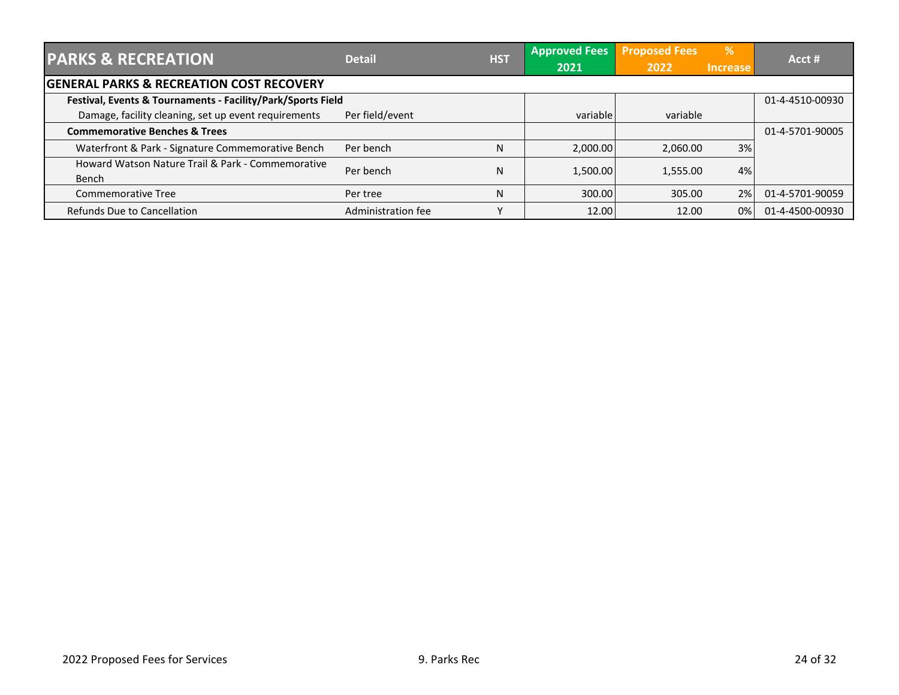| PARKS & RECREATION | Detail | HST | Approved Fees 2021 | Proposed Fees 2022 | % Increase | Acct # |
|---|---|---|---|---|---|---|
| **GENERAL PARKS & RECREATION COST RECOVERY** | | | | | | |
| **Festival, Events & Tournaments - Facility/Park/Sports Field** | | | | | | 01-4-4510-00930 |
| Damage, facility cleaning, set up event requirements | Per field/event | | variable | variable | | |
| **Commemorative Benches & Trees** | | | | | | 01-4-5701-90005 |
| Waterfront & Park - Signature Commemorative Bench | Per bench | N | 2,000.00 | 2,060.00 | 3% | |
| Howard Watson Nature Trail & Park - Commemorative Bench | Per bench | N | 1,500.00 | 1,555.00 | 4% | |
| Commemorative Tree | Per tree | N | 300.00 | 305.00 | 2% | 01-4-5701-90059 |
| Refunds Due to Cancellation | Administration fee | Y | 12.00 | 12.00 | 0% | 01-4-4500-00930 |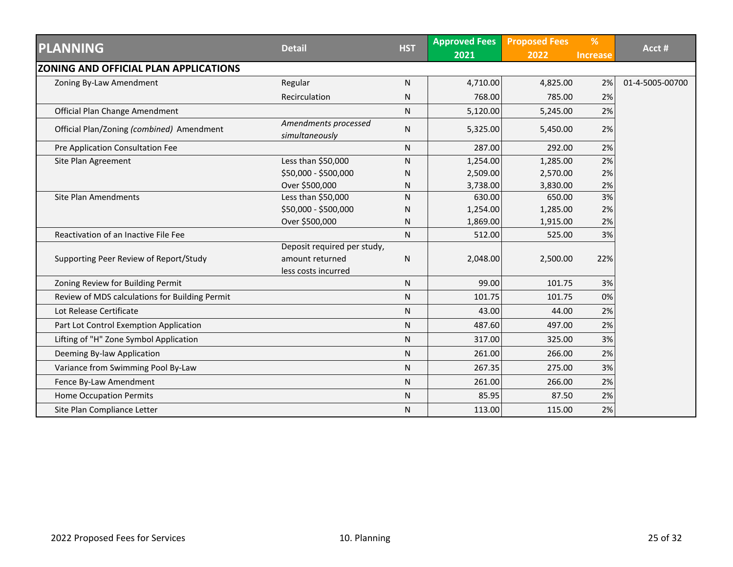| PLANNING | Detail | HST | Approved Fees 2021 | Proposed Fees 2022 | % Increase | Acct # |
|---|---|---|---|---|---|---|
| **ZONING AND OFFICIAL PLAN APPLICATIONS** | | | | | | |
| Zoning By-Law Amendment | Regular | N | 4,710.00 | 4,825.00 | 2% | 01-4-5005-00700 |
| | Recirculation | N | 768.00 | 785.00 | 2% | |
| Official Plan Change Amendment | | N | 5,120.00 | 5,245.00 | 2% | |
| Official Plan/Zoning *(combined)* Amendment | *Amendments processed simultaneously* | N | 5,325.00 | 5,450.00 | 2% | |
| Pre Application Consultation Fee | | N | 287.00 | 292.00 | 2% | |
| Site Plan Agreement | Less than $50,000 | N | 1,254.00 | 1,285.00 | 2% | |
| | $50,000 - $500,000 | N | 2,509.00 | 2,570.00 | 2% | |
| | Over $500,000 | N | 3,738.00 | 3,830.00 | 2% | |
| Site Plan Amendments | Less than $50,000 | N | 630.00 | 650.00 | 3% | |
| | $50,000 - $500,000 | N | 1,254.00 | 1,285.00 | 2% | |
| | Over $500,000 | N | 1,869.00 | 1,915.00 | 2% | |
| Reactivation of an Inactive File Fee | | N | 512.00 | 525.00 | 3% | |
| Supporting Peer Review of Report/Study | Deposit required per study, amount returned less costs incurred | N | 2,048.00 | 2,500.00 | 22% | |
| Zoning Review for Building Permit | | N | 99.00 | 101.75 | 3% | |
| Review of MDS calculations for Building Permit | | N | 101.75 | 101.75 | 0% | |
| Lot Release Certificate | | N | 43.00 | 44.00 | 2% | |
| Part Lot Control Exemption Application | | N | 487.60 | 497.00 | 2% | |
| Lifting of "H" Zone Symbol Application | | N | 317.00 | 325.00 | 3% | |
| Deeming By-law Application | | N | 261.00 | 266.00 | 2% | |
| Variance from Swimming Pool By-Law | | N | 267.35 | 275.00 | 3% | |
| Fence By-Law Amendment | | N | 261.00 | 266.00 | 2% | |
| Home Occupation Permits | | N | 85.95 | 87.50 | 2% | |
| Site Plan Compliance Letter | | N | 113.00 | 115.00 | 2% | |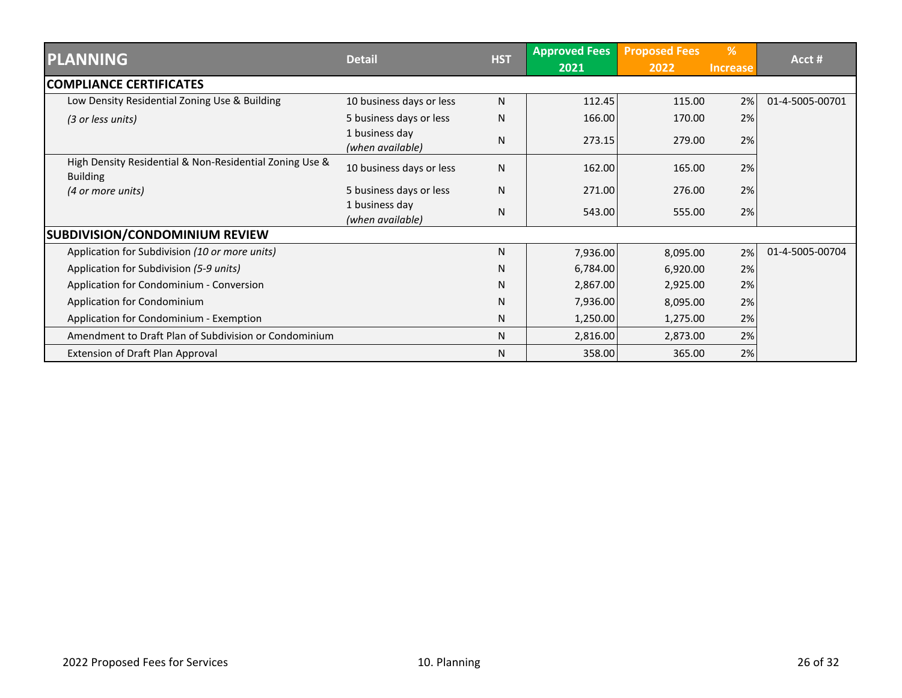| PLANNING | Detail | HST | Approved Fees 2021 | Proposed Fees 2022 | % Increase | Acct # |
|---|---|---|---|---|---|---|
| **COMPLIANCE CERTIFICATES** | | | | | | |
| Low Density Residential Zoning Use & Building | 10 business days or less | N | 112.45 | 115.00 | 2% | 01-4-5005-00701 |
| *(3 or less units)* | 5 business days or less | N | 166.00 | 170.00 | 2% | |
| | 1 business day *(when available)* | N | 273.15 | 279.00 | 2% | |
| High Density Residential & Non-Residential Zoning Use & Building | 10 business days or less | N | 162.00 | 165.00 | 2% | |
| *(4 or more units)* | 5 business days or less | N | 271.00 | 276.00 | 2% | |
| | 1 business day *(when available)* | N | 543.00 | 555.00 | 2% | |
| **SUBDIVISION/CONDOMINIUM REVIEW** | | | | | | |
| Application for Subdivision *(10 or more units)* | | N | 7,936.00 | 8,095.00 | 2% | 01-4-5005-00704 |
| Application for Subdivision *(5-9 units)* | | N | 6,784.00 | 6,920.00 | 2% | |
| Application for Condominium - Conversion | | N | 2,867.00 | 2,925.00 | 2% | |
| Application for Condominium | | N | 7,936.00 | 8,095.00 | 2% | |
| Application for Condominium - Exemption | | N | 1,250.00 | 1,275.00 | 2% | |
| Amendment to Draft Plan of Subdivision or Condominium | | N | 2,816.00 | 2,873.00 | 2% | |
| Extension of Draft Plan Approval | | N | 358.00 | 365.00 | 2% | |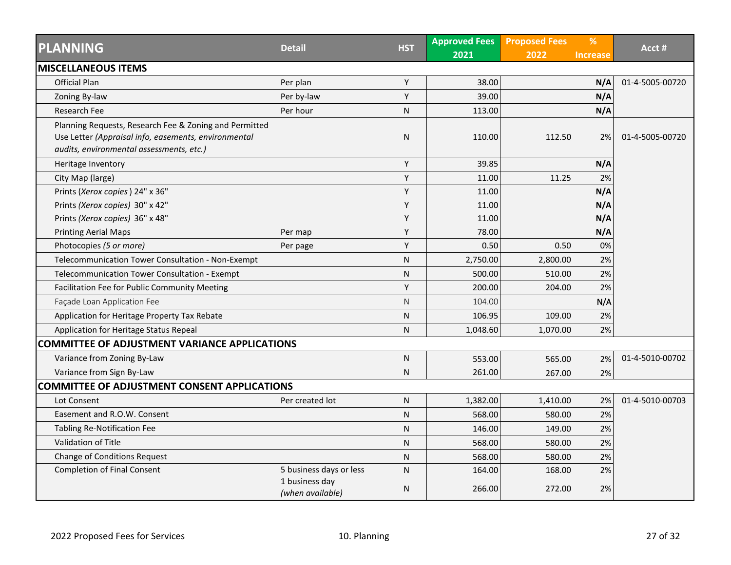| PLANNING | Detail | HST | Approved Fees 2021 | Proposed Fees 2022 | % Increase | Acct # |
|---|---|---|---|---|---|---|
| **MISCELLANEOUS ITEMS** | | | | | | |
| Official Plan | Per plan | Y | 38.00 | | N/A | 01-4-5005-00720 |
| Zoning By-law | Per by-law | Y | 39.00 | | N/A | |
| Research Fee | Per hour | N | 113.00 | | N/A | |
| Planning Requests, Research Fee & Zoning and Permitted Use Letter *(Appraisal info, easements, environmental audits, environmental assessments, etc.)* | | N | 110.00 | 112.50 | 2% | 01-4-5005-00720 |
| Heritage Inventory | | Y | 39.85 | | N/A | |
| City Map (large) | | Y | 11.00 | 11.25 | 2% | |
| Prints (*Xerox copies* ) 24" x 36" | | Y | 11.00 | | N/A | |
| Prints *(Xerox copies)* 30" x 42" | | Y | 11.00 | | N/A | |
| Prints *(Xerox copies)* 36" x 48" | | Y | 11.00 | | N/A | |
| Printing Aerial Maps | Per map | Y | 78.00 | | N/A | |
| Photocopies *(5 or more)* | Per page | Y | 0.50 | 0.50 | 0% | |
| Telecommunication Tower Consultation - Non-Exempt | | N | 2,750.00 | 2,800.00 | 2% | |
| Telecommunication Tower Consultation - Exempt | | N | 500.00 | 510.00 | 2% | |
| Facilitation Fee for Public Community Meeting | | Y | 200.00 | 204.00 | 2% | |
| Façade Loan Application Fee | | N | 104.00 | | N/A | |
| Application for Heritage Property Tax Rebate | | N | 106.95 | 109.00 | 2% | |
| Application for Heritage Status Repeal | | N | 1,048.60 | 1,070.00 | 2% | |
| **COMMITTEE OF ADJUSTMENT VARIANCE APPLICATIONS** | | | | | | |
| Variance from Zoning By-Law | | N | 553.00 | 565.00 | 2% | 01-4-5010-00702 |
| Variance from Sign By-Law | | N | 261.00 | 267.00 | 2% | |
| **COMMITTEE OF ADJUSTMENT CONSENT APPLICATIONS** | | | | | | |
| Lot Consent | Per created lot | N | 1,382.00 | 1,410.00 | 2% | 01-4-5010-00703 |
| Easement and R.O.W. Consent | | N | 568.00 | 580.00 | 2% | |
| Tabling Re-Notification Fee | | N | 146.00 | 149.00 | 2% | |
| Validation of Title | | N | 568.00 | 580.00 | 2% | |
| Change of Conditions Request | | N | 568.00 | 580.00 | 2% | |
| Completion of Final Consent | 5 business days or less | N | 164.00 | 168.00 | 2% | |
| | 1 business day *(when available)* | N | 266.00 | 272.00 | 2% | |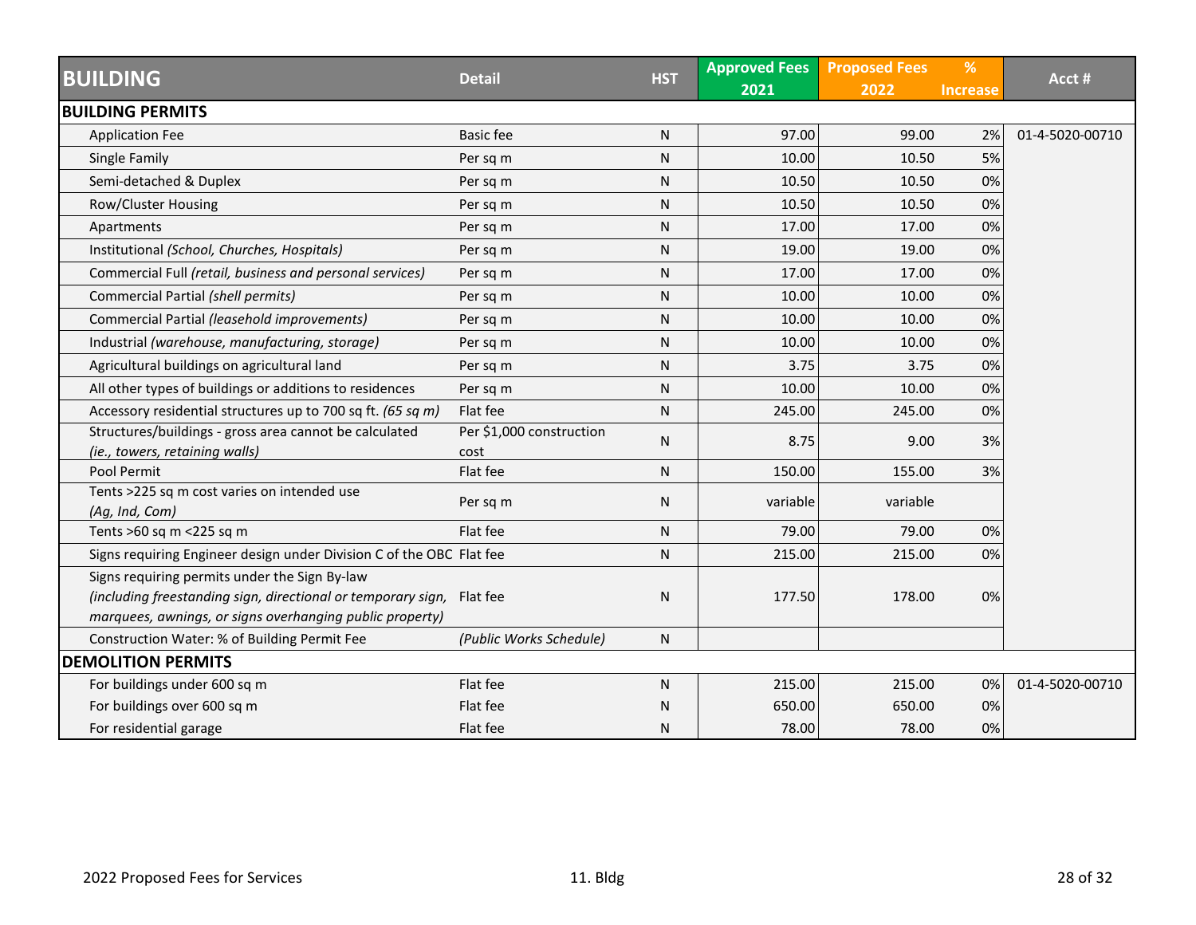| BUILDING | Detail | HST | Approved Fees 2021 | Proposed Fees 2022 | % Increase | Acct # |
|---|---|---|---|---|---|---|
| **BUILDING PERMITS** | | | | | | |
| Application Fee | Basic fee | N | 97.00 | 99.00 | 2% | 01-4-5020-00710 |
| Single Family | Per sq m | N | 10.00 | 10.50 | 5% | |
| Semi-detached & Duplex | Per sq m | N | 10.50 | 10.50 | 0% | |
| Row/Cluster Housing | Per sq m | N | 10.50 | 10.50 | 0% | |
| Apartments | Per sq m | N | 17.00 | 17.00 | 0% | |
| Institutional *(School, Churches, Hospitals)* | Per sq m | N | 19.00 | 19.00 | 0% | |
| Commercial Full *(retail, business and personal services)* | Per sq m | N | 17.00 | 17.00 | 0% | |
| Commercial Partial *(shell permits)* | Per sq m | N | 10.00 | 10.00 | 0% | |
| Commercial Partial *(leasehold improvements)* | Per sq m | N | 10.00 | 10.00 | 0% | |
| Industrial *(warehouse, manufacturing, storage)* | Per sq m | N | 10.00 | 10.00 | 0% | |
| Agricultural buildings on agricultural land | Per sq m | N | 3.75 | 3.75 | 0% | |
| All other types of buildings or additions to residences | Per sq m | N | 10.00 | 10.00 | 0% | |
| Accessory residential structures up to 700 sq ft. *(65 sq m)* | Flat fee | N | 245.00 | 245.00 | 0% | |
| Structures/buildings - gross area cannot be calculated *(ie., towers, retaining walls)* | Per $1,000 construction cost | N | 8.75 | 9.00 | 3% | |
| Pool Permit | Flat fee | N | 150.00 | 155.00 | 3% | |
| Tents >225 sq m cost varies on intended use *(Ag, Ind, Com)* | Per sq m | N | variable | variable | | |
| Tents >60 sq m <225 sq m | Flat fee | N | 79.00 | 79.00 | 0% | |
| Signs requiring Engineer design under Division C of the OBC | Flat fee | N | 215.00 | 215.00 | 0% | |
| Signs requiring permits under the Sign By-law *(including freestanding sign, directional or temporary sign, marquees, awnings, or signs overhanging public property)* | Flat fee | N | 177.50 | 178.00 | 0% | |
| Construction Water: % of Building Permit Fee | *(Public Works Schedule)* | N | | | | |
| **DEMOLITION PERMITS** | | | | | | |
| For buildings under 600 sq m | Flat fee | N | 215.00 | 215.00 | 0% | 01-4-5020-00710 |
| For buildings over 600 sq m | Flat fee | N | 650.00 | 650.00 | 0% | |
| For residential garage | Flat fee | N | 78.00 | 78.00 | 0% | |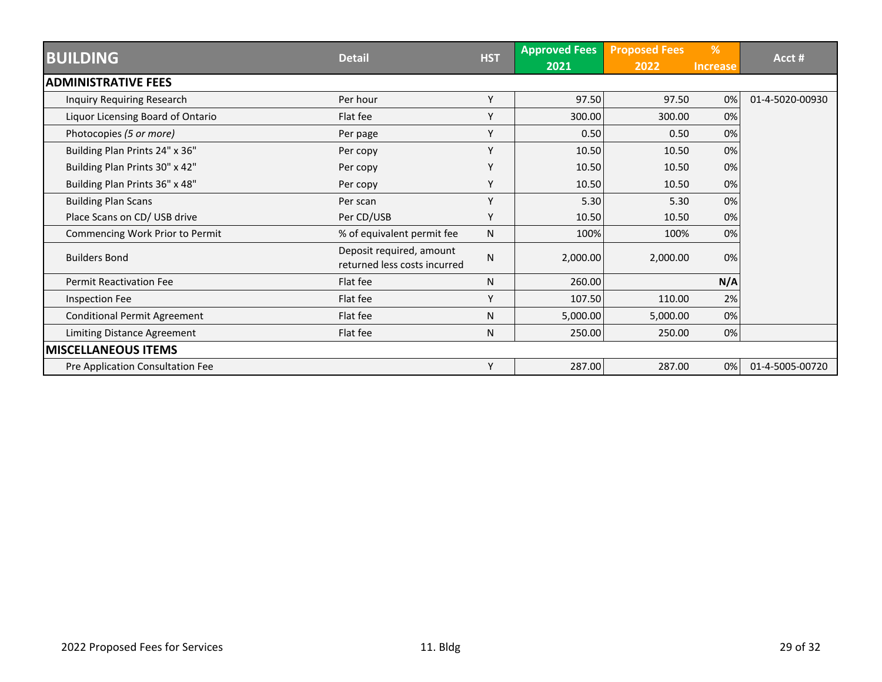| BUILDING | Detail | HST | Approved Fees 2021 | Proposed Fees 2022 | % Increase | Acct # |
|---|---|---|---|---|---|---|
| **ADMINISTRATIVE FEES** | | | | | | |
| Inquiry Requiring Research | Per hour | Y | 97.50 | 97.50 | 0% | 01-4-5020-00930 |
| Liquor Licensing Board of Ontario | Flat fee | Y | 300.00 | 300.00 | 0% | |
| Photocopies *(5 or more)* | Per page | Y | 0.50 | 0.50 | 0% | |
| Building Plan Prints 24" x 36" | Per copy | Y | 10.50 | 10.50 | 0% | |
| Building Plan Prints 30" x 42" | Per copy | Y | 10.50 | 10.50 | 0% | |
| Building Plan Prints 36" x 48" | Per copy | Y | 10.50 | 10.50 | 0% | |
| Building Plan Scans | Per scan | Y | 5.30 | 5.30 | 0% | |
| Place Scans on CD/ USB drive | Per CD/USB | Y | 10.50 | 10.50 | 0% | |
| Commencing Work Prior to Permit | % of equivalent permit fee | N | 100% | 100% | 0% | |
| Builders Bond | Deposit required, amount returned less costs incurred | N | 2,000.00 | 2,000.00 | 0% | |
| Permit Reactivation Fee | Flat fee | N | 260.00 | | **N/A** | |
| Inspection Fee | Flat fee | Y | 107.50 | 110.00 | 2% | |
| Conditional Permit Agreement | Flat fee | N | 5,000.00 | 5,000.00 | 0% | |
| Limiting Distance Agreement | Flat fee | N | 250.00 | 250.00 | 0% | |
| **MISCELLANEOUS ITEMS** | | | | | | |
| Pre Application Consultation Fee | | Y | 287.00 | 287.00 | 0% | 01-4-5005-00720 |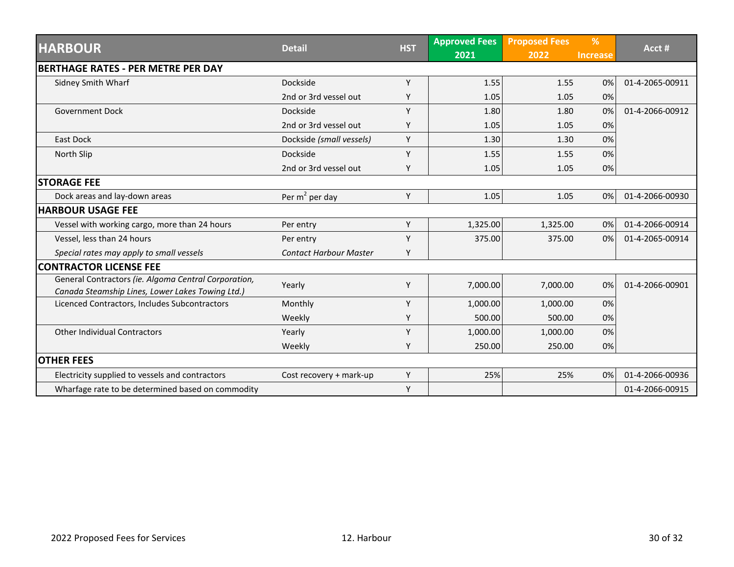| HARBOUR | Detail | HST | Approved Fees 2021 | Proposed Fees 2022 | % Increase | Acct # |
|---|---|---|---|---|---|---|
| **BERTHAGE RATES - PER METRE PER DAY** | | | | | | |
| Sidney Smith Wharf | Dockside | Y | 1.55 | 1.55 | 0% | 01-4-2065-00911 |
| | 2nd or 3rd vessel out | Y | 1.05 | 1.05 | 0% | |
| Government Dock | Dockside | Y | 1.80 | 1.80 | 0% | 01-4-2066-00912 |
| | 2nd or 3rd vessel out | Y | 1.05 | 1.05 | 0% | |
| East Dock | Dockside *(small vessels)* | Y | 1.30 | 1.30 | 0% | |
| North Slip | Dockside | Y | 1.55 | 1.55 | 0% | |
| | 2nd or 3rd vessel out | Y | 1.05 | 1.05 | 0% | |
| **STORAGE FEE** | | | | | | |
| Dock areas and lay-down areas | Per $m^2$ per day | Y | 1.05 | 1.05 | 0% | 01-4-2066-00930 |
| **HARBOUR USAGE FEE** | | | | | | |
| Vessel with working cargo, more than 24 hours | Per entry | Y | 1,325.00 | 1,325.00 | 0% | 01-4-2066-00914 |
| Vessel, less than 24 hours | Per entry | Y | 375.00 | 375.00 | 0% | 01-4-2065-00914 |
| *Special rates may apply to small vessels* | *Contact Harbour Master* | Y | | | | |
| **CONTRACTOR LICENSE FEE** | | | | | | |
| General Contractors *(ie. Algoma Central Corporation, Canada Steamship Lines, Lower Lakes Towing Ltd.)* | Yearly | Y | 7,000.00 | 7,000.00 | 0% | 01-4-2066-00901 |
| Licenced Contractors, Includes Subcontractors | Monthly | Y | 1,000.00 | 1,000.00 | 0% | |
| | Weekly | Y | 500.00 | 500.00 | 0% | |
| Other Individual Contractors | Yearly | Y | 1,000.00 | 1,000.00 | 0% | |
| | Weekly | Y | 250.00 | 250.00 | 0% | |
| **OTHER FEES** | | | | | | |
| Electricity supplied to vessels and contractors | Cost recovery + mark-up | Y | 25% | 25% | 0% | 01-4-2066-00936 |
| Wharfage rate to be determined based on commodity | | Y | | | | 01-4-2066-00915 |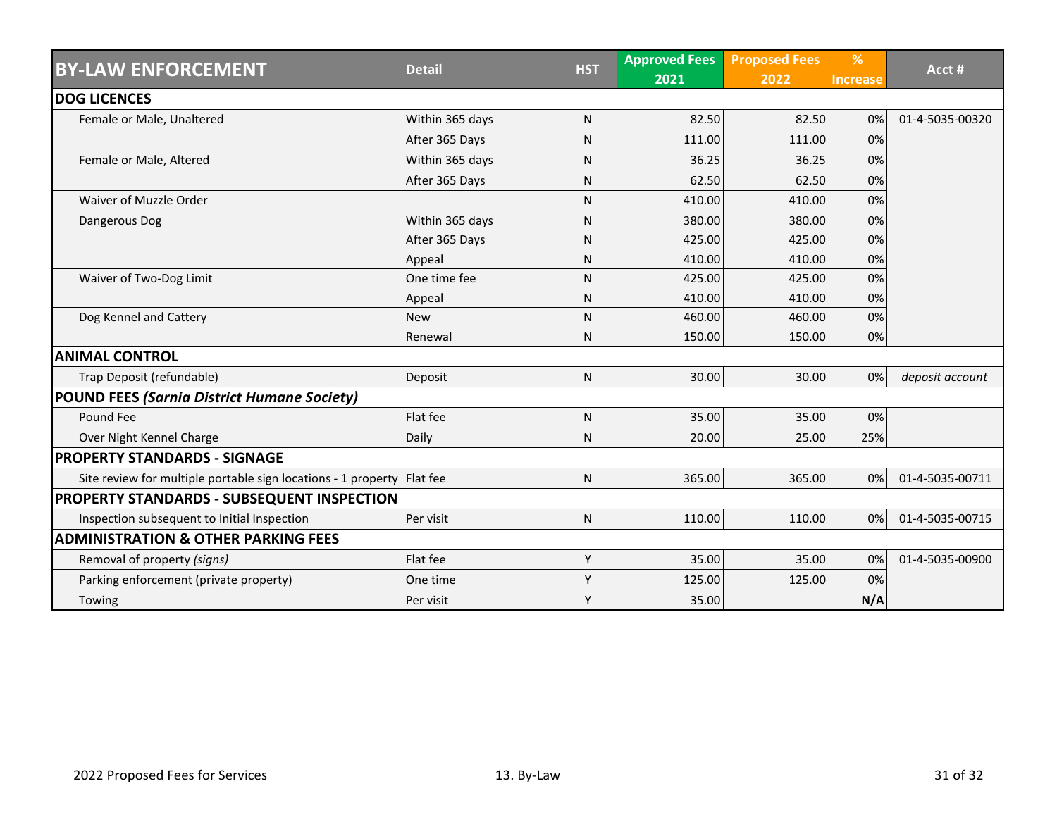| BY-LAW ENFORCEMENT | Detail | HST | Approved Fees 2021 | Proposed Fees 2022 | % Increase | Acct # |
|---|---|---|---|---|---|---|
| **DOG LICENCES** | | | | | | |
| Female or Male, Unaltered | Within 365 days | N | 82.50 | 82.50 | 0% | 01-4-5035-00320 |
| | After 365 Days | N | 111.00 | 111.00 | 0% | |
| Female or Male, Altered | Within 365 days | N | 36.25 | 36.25 | 0% | |
| | After 365 Days | N | 62.50 | 62.50 | 0% | |
| Waiver of Muzzle Order | | N | 410.00 | 410.00 | 0% | |
| Dangerous Dog | Within 365 days | N | 380.00 | 380.00 | 0% | |
| | After 365 Days | N | 425.00 | 425.00 | 0% | |
| | Appeal | N | 410.00 | 410.00 | 0% | |
| Waiver of Two-Dog Limit | One time fee | N | 425.00 | 425.00 | 0% | |
| | Appeal | N | 410.00 | 410.00 | 0% | |
| Dog Kennel and Cattery | New | N | 460.00 | 460.00 | 0% | |
| | Renewal | N | 150.00 | 150.00 | 0% | |
| **ANIMAL CONTROL** | | | | | | |
| Trap Deposit (refundable) | Deposit | N | 30.00 | 30.00 | 0% | *deposit account* |
| **POUND FEES *(Sarnia District Humane Society)*** | | | | | | |
| Pound Fee | Flat fee | N | 35.00 | 35.00 | 0% | |
| Over Night Kennel Charge | Daily | N | 20.00 | 25.00 | 25% | |
| **PROPERTY STANDARDS - SIGNAGE** | | | | | | |
| Site review for multiple portable sign locations - 1 property | Flat fee | N | 365.00 | 365.00 | 0% | 01-4-5035-00711 |
| **PROPERTY STANDARDS - SUBSEQUENT INSPECTION** | | | | | | |
| Inspection subsequent to Initial Inspection | Per visit | N | 110.00 | 110.00 | 0% | 01-4-5035-00715 |
| **ADMINISTRATION & OTHER PARKING FEES** | | | | | | |
| Removal of property *(signs)* | Flat fee | Y | 35.00 | 35.00 | 0% | 01-4-5035-00900 |
| Parking enforcement (private property) | One time | Y | 125.00 | 125.00 | 0% | |
| Towing | Per visit | Y | 35.00 | | **N/A** | |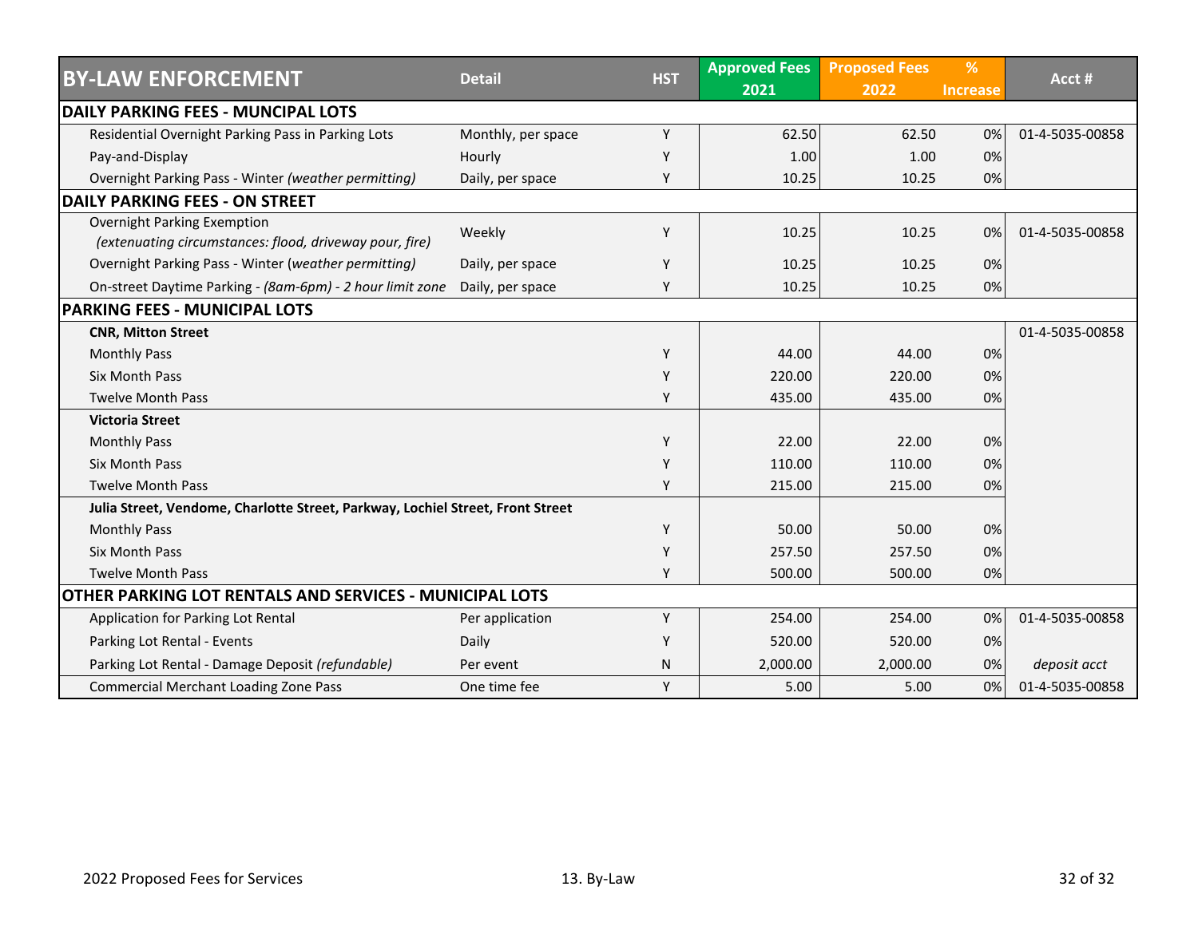| BY-LAW ENFORCEMENT | Detail | HST | Approved Fees 2021 | Proposed Fees 2022 | % Increase | Acct # |
|---|---|---|---|---|---|---|
| **DAILY PARKING FEES - MUNCIPAL LOTS** | | | | | | |
| Residential Overnight Parking Pass in Parking Lots | Monthly, per space | Y | 62.50 | 62.50 | 0% | 01-4-5035-00858 |
| Pay-and-Display | Hourly | Y | 1.00 | 1.00 | 0% | |
| Overnight Parking Pass - Winter *(weather permitting)* | Daily, per space | Y | 10.25 | 10.25 | 0% | |
| **DAILY PARKING FEES - ON STREET** | | | | | | |
| Overnight Parking Exemption *(extenuating circumstances: flood, driveway pour, fire)* | Weekly | Y | 10.25 | 10.25 | 0% | 01-4-5035-00858 |
| Overnight Parking Pass - Winter (*weather permitting)* | Daily, per space | Y | 10.25 | 10.25 | 0% | |
| On-street Daytime Parking - *(8am-6pm) - 2 hour limit zone* | Daily, per space | Y | 10.25 | 10.25 | 0% | |
| **PARKING FEES - MUNICIPAL LOTS** | | | | | | |
| **CNR, Mitton Street** | | | | | | 01-4-5035-00858 |
| Monthly Pass | | Y | 44.00 | 44.00 | 0% | |
| Six Month Pass | | Y | 220.00 | 220.00 | 0% | |
| Twelve Month Pass | | Y | 435.00 | 435.00 | 0% | |
| **Victoria Street** | | | | | | |
| Monthly Pass | | Y | 22.00 | 22.00 | 0% | |
| Six Month Pass | | Y | 110.00 | 110.00 | 0% | |
| Twelve Month Pass | | Y | 215.00 | 215.00 | 0% | |
| **Julia Street, Vendome, Charlotte Street, Parkway, Lochiel Street, Front Street** | | | | | | |
| Monthly Pass | | Y | 50.00 | 50.00 | 0% | |
| Six Month Pass | | Y | 257.50 | 257.50 | 0% | |
| Twelve Month Pass | | Y | 500.00 | 500.00 | 0% | |
| **OTHER PARKING LOT RENTALS AND SERVICES - MUNICIPAL LOTS** | | | | | | |
| Application for Parking Lot Rental | Per application | Y | 254.00 | 254.00 | 0% | 01-4-5035-00858 |
| Parking Lot Rental - Events | Daily | Y | 520.00 | 520.00 | 0% | |
| Parking Lot Rental - Damage Deposit *(refundable)* | Per event | N | 2,000.00 | 2,000.00 | 0% | *deposit acct* |
| Commercial Merchant Loading Zone Pass | One time fee | Y | 5.00 | 5.00 | 0% | 01-4-5035-00858 |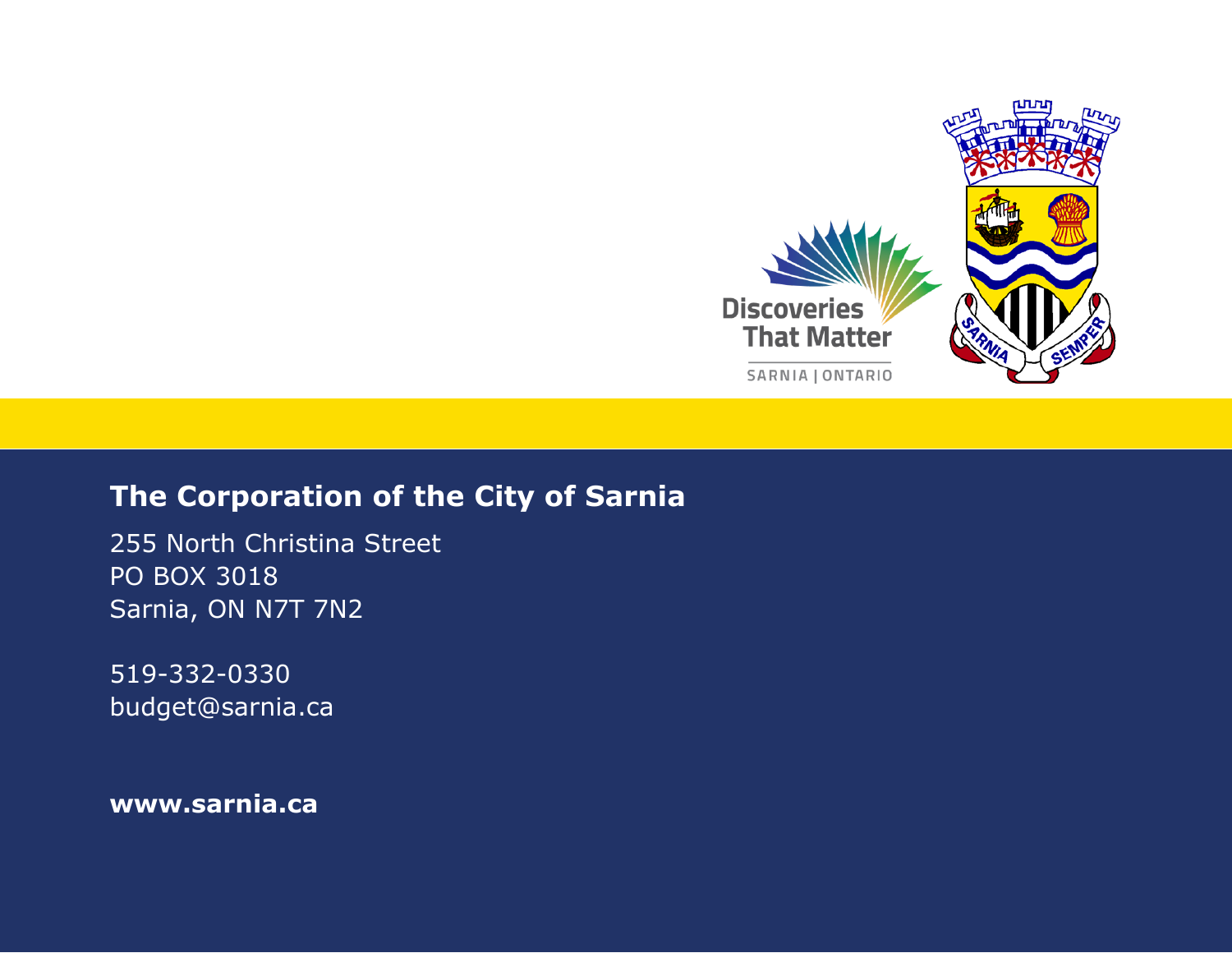Discoveries That Matter

SARNIA | ONTARIO

SARNIA SEMPER

**The Corporation of the City of Sarnia**

255 North Christina Street
PO BOX 3018
Sarnia, ON N7T 7N2

519-332-0330
budget@sarnia.ca

**www.sarnia.ca**